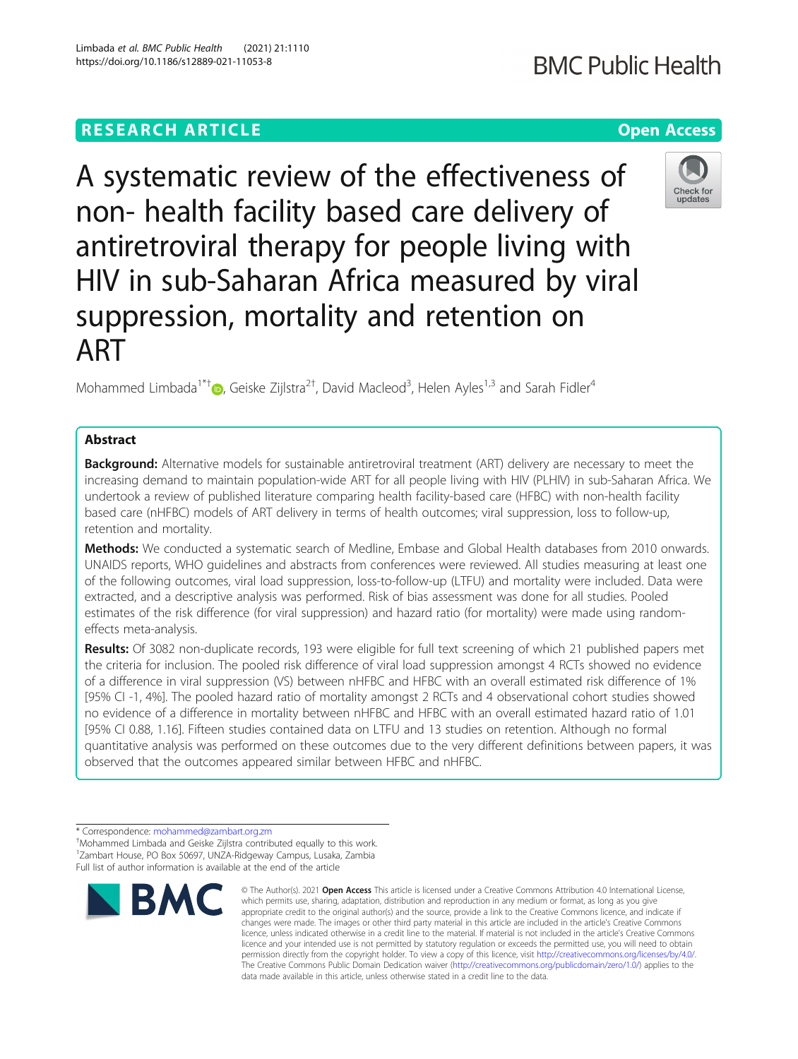RESEARCH ARTICLE

Open Access

# A systematic review of the effectiveness of non- health facility based care delivery of antiretroviral therapy for people living with HIV in sub-Saharan Africa measured by viral suppression, mortality and retention on ART

Mohammed Limbada[1*†], Geiske Zijlstra[2†], David Macleod[3], Helen Ayles[1,3] and Sarah Fidler[4]

## Abstract

**Background:** Alternative models for sustainable antiretroviral treatment (ART) delivery are necessary to meet the increasing demand to maintain population-wide ART for all people living with HIV (PLHIV) in sub-Saharan Africa. We undertook a review of published literature comparing health facility-based care (HFBC) with non-health facility based care (nHFBC) models of ART delivery in terms of health outcomes; viral suppression, loss to follow-up, retention and mortality.

**Methods:** We conducted a systematic search of Medline, Embase and Global Health databases from 2010 onwards. UNAIDS reports, WHO guidelines and abstracts from conferences were reviewed. All studies measuring at least one of the following outcomes, viral load suppression, loss-to-follow-up (LTFU) and mortality were included. Data were extracted, and a descriptive analysis was performed. Risk of bias assessment was done for all studies. Pooled estimates of the risk difference (for viral suppression) and hazard ratio (for mortality) were made using random-effects meta-analysis.

**Results:** Of 3082 non-duplicate records, 193 were eligible for full text screening of which 21 published papers met the criteria for inclusion. The pooled risk difference of viral load suppression amongst 4 RCTs showed no evidence of a difference in viral suppression (VS) between nHFBC and HFBC with an overall estimated risk difference of 1% [95% CI -1, 4%]. The pooled hazard ratio of mortality amongst 2 RCTs and 4 observational cohort studies showed no evidence of a difference in mortality between nHFBC and HFBC with an overall estimated hazard ratio of 1.01 [95% CI 0.88, 1.16]. Fifteen studies contained data on LTFU and 13 studies on retention. Although no formal quantitative analysis was performed on these outcomes due to the very different definitions between papers, it was observed that the outcomes appeared similar between HFBC and nHFBC.

---

* Correspondence: mohammed@zambart.org.zm

†Mohammed Limbada and Geiske Zijlstra contributed equally to this work.

[1]Zambart House, PO Box 50697, UNZA-Ridgeway Campus, Lusaka, Zambia

Full list of author information is available at the end of the article

© The Author(s). 2021 **Open Access** This article is licensed under a Creative Commons Attribution 4.0 International License, which permits use, sharing, adaptation, distribution and reproduction in any medium or format, as long as you give appropriate credit to the original author(s) and the source, provide a link to the Creative Commons licence, and indicate if changes were made. The images or other third party material in this article are included in the article's Creative Commons licence, unless indicated otherwise in a credit line to the material. If material is not included in the article's Creative Commons licence and your intended use is not permitted by statutory regulation or exceeds the permitted use, you will need to obtain permission directly from the copyright holder. To view a copy of this licence, visit http://creativecommons.org/licenses/by/4.0/. The Creative Commons Public Domain Dedication waiver (http://creativecommons.org/publicdomain/zero/1.0/) applies to the data made available in this article, unless otherwise stated in a credit line to the data.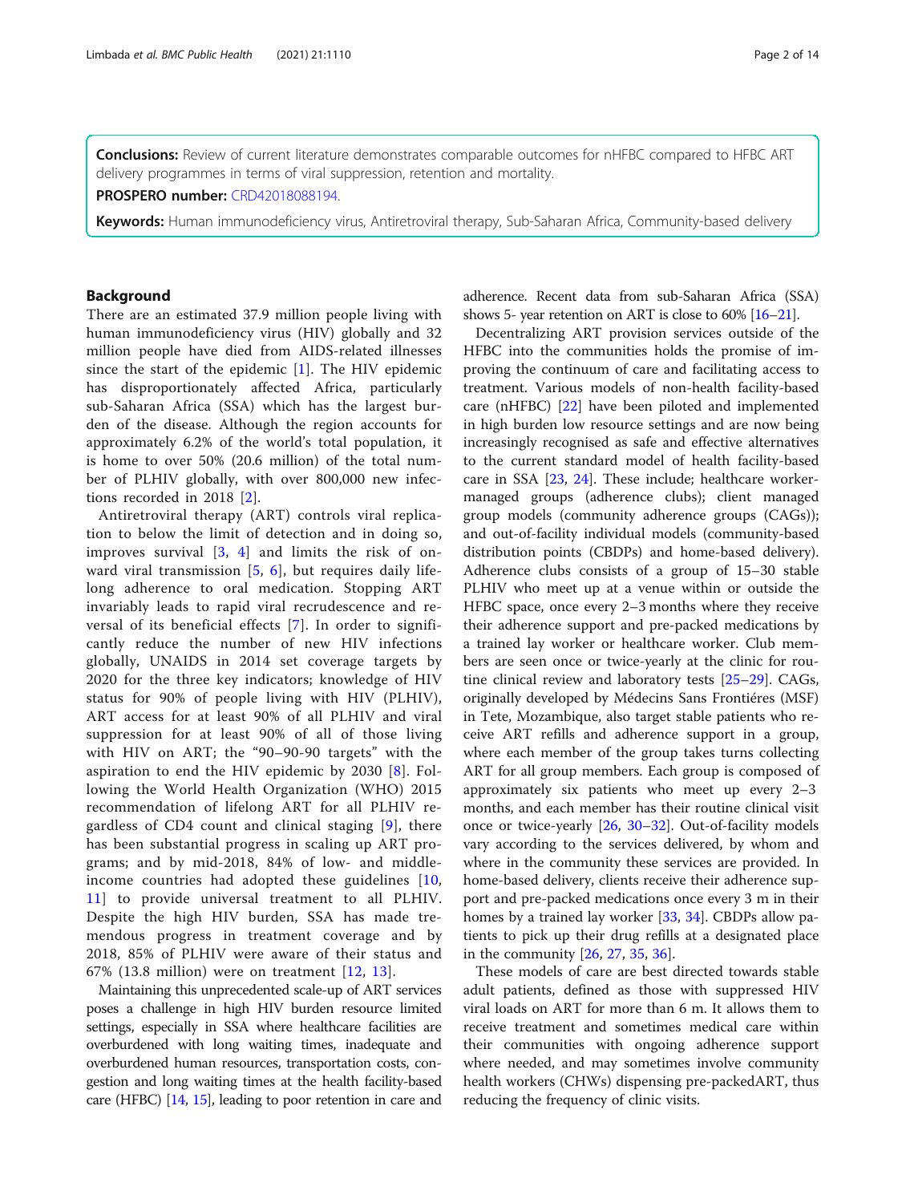**Conclusions:** Review of current literature demonstrates comparable outcomes for nHFBC compared to HFBC ART delivery programmes in terms of viral suppression, retention and mortality.

**PROSPERO number:** CRD42018088194.

**Keywords:** Human immunodeficiency virus, Antiretroviral therapy, Sub-Saharan Africa, Community-based delivery

## Background

There are an estimated 37.9 million people living with human immunodeficiency virus (HIV) globally and 32 million people have died from AIDS-related illnesses since the start of the epidemic [1]. The HIV epidemic has disproportionately affected Africa, particularly sub-Saharan Africa (SSA) which has the largest burden of the disease. Although the region accounts for approximately 6.2% of the world's total population, it is home to over 50% (20.6 million) of the total number of PLHIV globally, with over 800,000 new infections recorded in 2018 [2].

Antiretroviral therapy (ART) controls viral replication to below the limit of detection and in doing so, improves survival [3, 4] and limits the risk of onward viral transmission [5, 6], but requires daily lifelong adherence to oral medication. Stopping ART invariably leads to rapid viral recrudescence and reversal of its beneficial effects [7]. In order to significantly reduce the number of new HIV infections globally, UNAIDS in 2014 set coverage targets by 2020 for the three key indicators; knowledge of HIV status for 90% of people living with HIV (PLHIV), ART access for at least 90% of all PLHIV and viral suppression for at least 90% of all of those living with HIV on ART; the "90–90-90 targets" with the aspiration to end the HIV epidemic by 2030 [8]. Following the World Health Organization (WHO) 2015 recommendation of lifelong ART for all PLHIV regardless of CD4 count and clinical staging [9], there has been substantial progress in scaling up ART programs; and by mid-2018, 84% of low- and middle-income countries had adopted these guidelines [10, 11] to provide universal treatment to all PLHIV. Despite the high HIV burden, SSA has made tremendous progress in treatment coverage and by 2018, 85% of PLHIV were aware of their status and 67% (13.8 million) were on treatment [12, 13].

Maintaining this unprecedented scale-up of ART services poses a challenge in high HIV burden resource limited settings, especially in SSA where healthcare facilities are overburdened with long waiting times, inadequate and overburdened human resources, transportation costs, congestion and long waiting times at the health facility-based care (HFBC) [14, 15], leading to poor retention in care and adherence. Recent data from sub-Saharan Africa (SSA) shows 5- year retention on ART is close to 60% [16–21].

Decentralizing ART provision services outside of the HFBC into the communities holds the promise of improving the continuum of care and facilitating access to treatment. Various models of non-health facility-based care (nHFBC) [22] have been piloted and implemented in high burden low resource settings and are now being increasingly recognised as safe and effective alternatives to the current standard model of health facility-based care in SSA [23, 24]. These include; healthcare worker-managed groups (adherence clubs); client managed group models (community adherence groups (CAGs)); and out-of-facility individual models (community-based distribution points (CBDPs) and home-based delivery). Adherence clubs consists of a group of 15–30 stable PLHIV who meet up at a venue within or outside the HFBC space, once every 2–3 months where they receive their adherence support and pre-packed medications by a trained lay worker or healthcare worker. Club members are seen once or twice-yearly at the clinic for routine clinical review and laboratory tests [25–29]. CAGs, originally developed by Médecins Sans Frontiéres (MSF) in Tete, Mozambique, also target stable patients who receive ART refills and adherence support in a group, where each member of the group takes turns collecting ART for all group members. Each group is composed of approximately six patients who meet up every 2–3 months, and each member has their routine clinical visit once or twice-yearly [26, 30–32]. Out-of-facility models vary according to the services delivered, by whom and where in the community these services are provided. In home-based delivery, clients receive their adherence support and pre-packed medications once every 3 m in their homes by a trained lay worker [33, 34]. CBDPs allow patients to pick up their drug refills at a designated place in the community [26, 27, 35, 36].

These models of care are best directed towards stable adult patients, defined as those with suppressed HIV viral loads on ART for more than 6 m. It allows them to receive treatment and sometimes medical care within their communities with ongoing adherence support where needed, and may sometimes involve community health workers (CHWs) dispensing pre-packedART, thus reducing the frequency of clinic visits.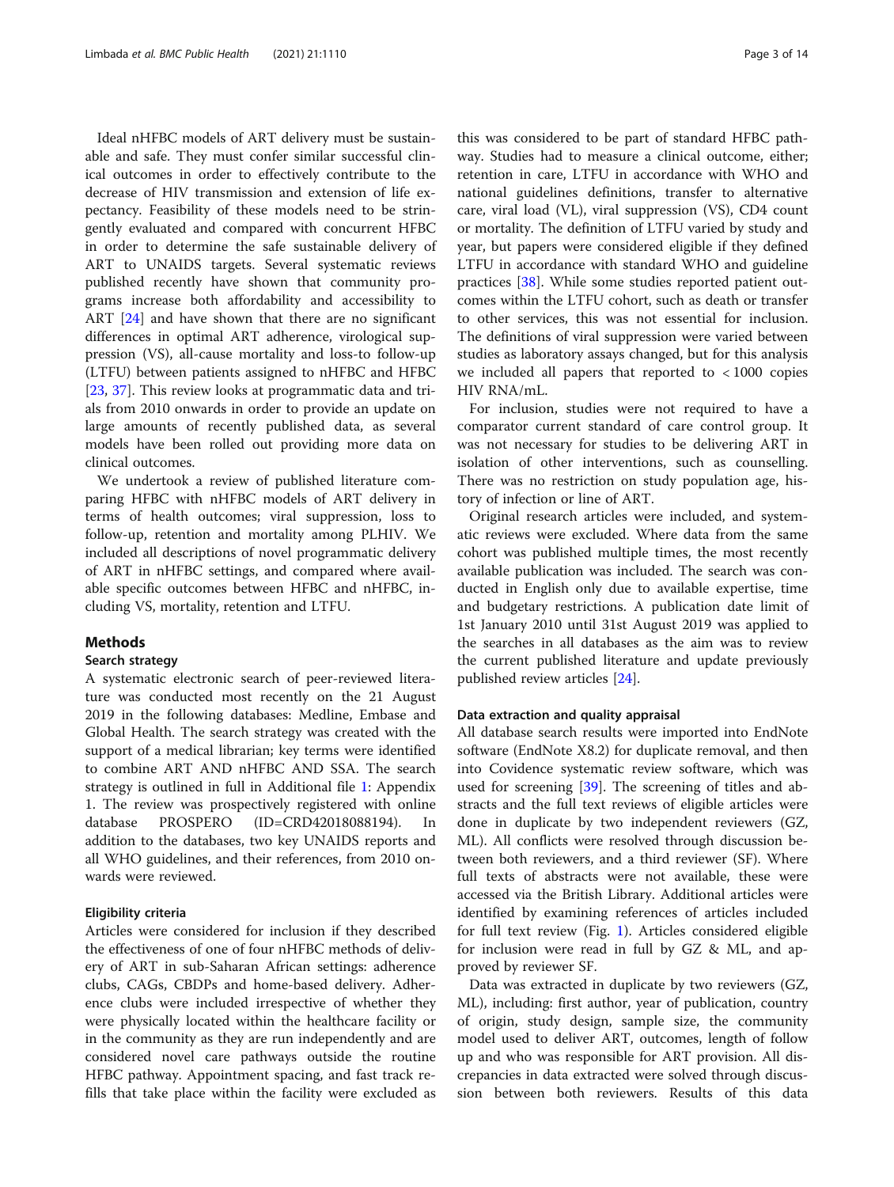Ideal nHFBC models of ART delivery must be sustainable and safe. They must confer similar successful clinical outcomes in order to effectively contribute to the decrease of HIV transmission and extension of life expectancy. Feasibility of these models need to be stringently evaluated and compared with concurrent HFBC in order to determine the safe sustainable delivery of ART to UNAIDS targets. Several systematic reviews published recently have shown that community programs increase both affordability and accessibility to ART [24] and have shown that there are no significant differences in optimal ART adherence, virological suppression (VS), all-cause mortality and loss-to follow-up (LTFU) between patients assigned to nHFBC and HFBC [23, 37]. This review looks at programmatic data and trials from 2010 onwards in order to provide an update on large amounts of recently published data, as several models have been rolled out providing more data on clinical outcomes.

We undertook a review of published literature comparing HFBC with nHFBC models of ART delivery in terms of health outcomes; viral suppression, loss to follow-up, retention and mortality among PLHIV. We included all descriptions of novel programmatic delivery of ART in nHFBC settings, and compared where available specific outcomes between HFBC and nHFBC, including VS, mortality, retention and LTFU.

## Methods

### Search strategy

A systematic electronic search of peer-reviewed literature was conducted most recently on the 21 August 2019 in the following databases: Medline, Embase and Global Health. The search strategy was created with the support of a medical librarian; key terms were identified to combine ART AND nHFBC AND SSA. The search strategy is outlined in full in Additional file 1: Appendix 1. The review was prospectively registered with online database PROSPERO (ID=CRD42018088194). In addition to the databases, two key UNAIDS reports and all WHO guidelines, and their references, from 2010 onwards were reviewed.

### Eligibility criteria

Articles were considered for inclusion if they described the effectiveness of one of four nHFBC methods of delivery of ART in sub-Saharan African settings: adherence clubs, CAGs, CBDPs and home-based delivery. Adherence clubs were included irrespective of whether they were physically located within the healthcare facility or in the community as they are run independently and are considered novel care pathways outside the routine HFBC pathway. Appointment spacing, and fast track refills that take place within the facility were excluded as this was considered to be part of standard HFBC pathway. Studies had to measure a clinical outcome, either; retention in care, LTFU in accordance with WHO and national guidelines definitions, transfer to alternative care, viral load (VL), viral suppression (VS), CD4 count or mortality. The definition of LTFU varied by study and year, but papers were considered eligible if they defined LTFU in accordance with standard WHO and guideline practices [38]. While some studies reported patient outcomes within the LTFU cohort, such as death or transfer to other services, this was not essential for inclusion. The definitions of viral suppression were varied between studies as laboratory assays changed, but for this analysis we included all papers that reported to < 1000 copies HIV RNA/mL.

For inclusion, studies were not required to have a comparator current standard of care control group. It was not necessary for studies to be delivering ART in isolation of other interventions, such as counselling. There was no restriction on study population age, history of infection or line of ART.

Original research articles were included, and systematic reviews were excluded. Where data from the same cohort was published multiple times, the most recently available publication was included. The search was conducted in English only due to available expertise, time and budgetary restrictions. A publication date limit of 1st January 2010 until 31st August 2019 was applied to the searches in all databases as the aim was to review the current published literature and update previously published review articles [24].

### Data extraction and quality appraisal

All database search results were imported into EndNote software (EndNote X8.2) for duplicate removal, and then into Covidence systematic review software, which was used for screening [39]. The screening of titles and abstracts and the full text reviews of eligible articles were done in duplicate by two independent reviewers (GZ, ML). All conflicts were resolved through discussion between both reviewers, and a third reviewer (SF). Where full texts of abstracts were not available, these were accessed via the British Library. Additional articles were identified by examining references of articles included for full text review (Fig. 1). Articles considered eligible for inclusion were read in full by GZ & ML, and approved by reviewer SF.

Data was extracted in duplicate by two reviewers (GZ, ML), including: first author, year of publication, country of origin, study design, sample size, the community model used to deliver ART, outcomes, length of follow up and who was responsible for ART provision. All discrepancies in data extracted were solved through discussion between both reviewers. Results of this data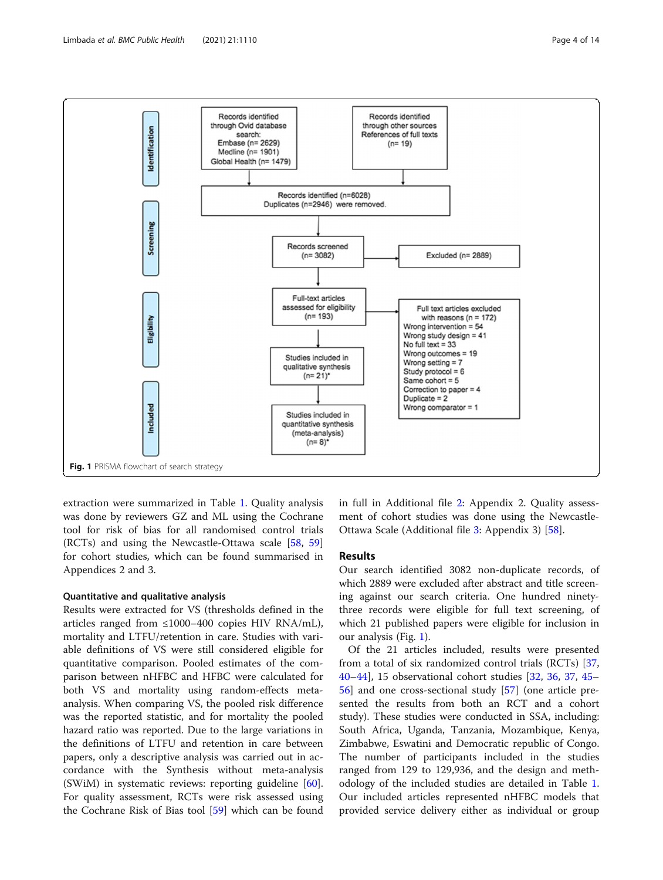**Identification**

Records identified through Ovid database search:
Embase (n= 2629)
Medline (n= 1901)
Global Health (n= 1479)

Records identified through other sources
References of full texts
(n= 19)

Records identified (n=6028)
Duplicates (n=2946) were removed.

**Screening**

Records screened
(n= 3082)

Excluded (n= 2889)

**Eligibility**

Full-text articles assessed for eligibility
(n= 193)

Full text articles excluded with reasons (n = 172)
Wrong intervention = 54
Wrong study design = 41
No full text = 33
Wrong outcomes = 19
Wrong setting = 7
Study protocol = 6
Same cohort = 5
Correction to paper = 4
Duplicate = 2
Wrong comparator = 1

Studies included in qualitative synthesis
(n= 21)*

**Included**

Studies included in quantitative synthesis (meta-analysis)
(n= 8)*

**Fig. 1** PRISMA flowchart of search strategy

extraction were summarized in Table 1. Quality analysis was done by reviewers GZ and ML using the Cochrane tool for risk of bias for all randomised control trials (RCTs) and using the Newcastle-Ottawa scale [58, 59] for cohort studies, which can be found summarised in Appendices 2 and 3.

### Quantitative and qualitative analysis

Results were extracted for VS (thresholds defined in the articles ranged from ≤1000–400 copies HIV RNA/mL), mortality and LTFU/retention in care. Studies with variable definitions of VS were still considered eligible for quantitative comparison. Pooled estimates of the comparison between nHFBC and HFBC were calculated for both VS and mortality using random-effects meta-analysis. When comparing VS, the pooled risk difference was the reported statistic, and for mortality the pooled hazard ratio was reported. Due to the large variations in the definitions of LTFU and retention in care between papers, only a descriptive analysis was carried out in accordance with the Synthesis without meta-analysis (SWiM) in systematic reviews: reporting guideline [60]. For quality assessment, RCTs were risk assessed using the Cochrane Risk of Bias tool [59] which can be found in full in Additional file 2: Appendix 2. Quality assessment of cohort studies was done using the Newcastle-Ottawa Scale (Additional file 3: Appendix 3) [58].

## Results

Our search identified 3082 non-duplicate records, of which 2889 were excluded after abstract and title screening against our search criteria. One hundred ninety-three records were eligible for full text screening, of which 21 published papers were eligible for inclusion in our analysis (Fig. 1).

Of the 21 articles included, results were presented from a total of six randomized control trials (RCTs) [37, 40–44], 15 observational cohort studies [32, 36, 37, 45–56] and one cross-sectional study [57] (one article presented the results from both an RCT and a cohort study). These studies were conducted in SSA, including: South Africa, Uganda, Tanzania, Mozambique, Kenya, Zimbabwe, Eswatini and Democratic republic of Congo. The number of participants included in the studies ranged from 129 to 129,936, and the design and methodology of the included studies are detailed in Table 1. Our included articles represented nHFBC models that provided service delivery either as individual or group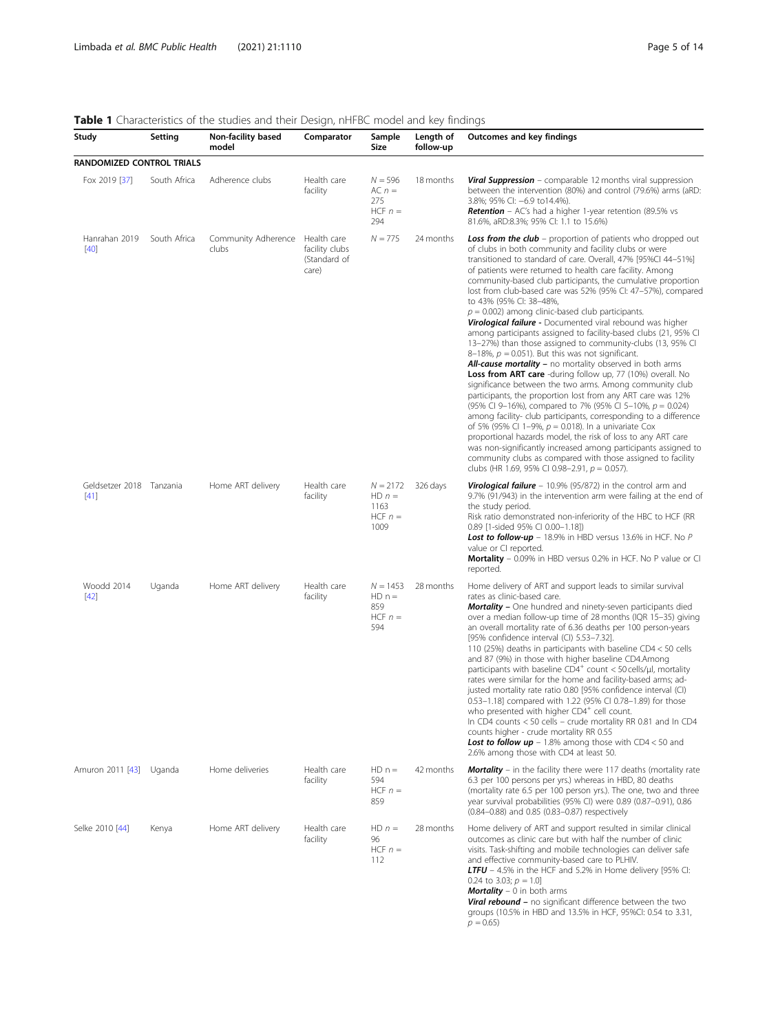**Table 1** Characteristics of the studies and their Design, nHFBC model and key findings

| Study | Setting | Non-facility based model | Comparator | Sample Size | Length of follow-up | Outcomes and key findings |
|---|---|---|---|---|---|---|
| **RANDOMIZED CONTROL TRIALS** | | | | | | |
| Fox 2019 [37] | South Africa | Adherence clubs | Health care facility | N = 596 AC n = 275 HCF n = 294 | 18 months | ***Viral Suppression*** – comparable 12 months viral suppression between the intervention (80%) and control (79.6%) arms (aRD: 3.8%; 95% CI: −6.9 to14.4%). ***Retention*** – AC's had a higher 1-year retention (89.5% vs 81.6%, aRD:8.3%; 95% CI: 1.1 to 15.6%) |
| Hanrahan 2019 [40] | South Africa | Community Adherence clubs | Health care facility clubs (Standard of care) | N = 775 | 24 months | ***Loss from the club*** – proportion of patients who dropped out of clubs in both community and facility clubs or were transitioned to standard of care. Overall, 47% [95%CI 44–51%] of patients were returned to health care facility. Among community-based club participants, the cumulative proportion lost from club-based care was 52% (95% CI: 47–57%), compared to 43% (95% CI: 38–48%, $p = 0.002$) among clinic-based club participants. ***Virological failure -*** Documented viral rebound was higher among participants assigned to facility-based clubs (21, 95% CI 13–27%) than those assigned to community-clubs (13, 95% CI 8–18%, $p = 0.051$). But this was not significant. ***All-cause mortality –*** no mortality observed in both arms **Loss from ART care** -during follow up, 77 (10%) overall. No significance between the two arms. Among community club participants, the proportion lost from any ART care was 12% (95% CI 9–16%), compared to 7% (95% CI 5–10%, $p = 0.024$) among facility- club participants, corresponding to a difference of 5% (95% CI 1–9%, $p = 0.018$). In a univariate Cox proportional hazards model, the risk of loss to any ART care was non-significantly increased among participants assigned to community clubs as compared with those assigned to facility clubs (HR 1.69, 95% CI 0.98–2.91, $p = 0.057$). |
| Geldsetzer 2018 [41] | Tanzania | Home ART delivery | Health care facility | N = 2172 HD n = 1163 HCF n = 1009 | 326 days | ***Virological failure*** – 10.9% (95/872) in the control arm and 9.7% (91/943) in the intervention arm were failing at the end of the study period. Risk ratio demonstrated non-inferiority of the HBC to HCF (RR 0.89 [1-sided 95% CI 0.00–1.18]) ***Lost to follow-up*** – 18.9% in HBD versus 13.6% in HCF. No P value or CI reported. **Mortality** – 0.09% in HBD versus 0.2% in HCF. No P value or CI reported. |
| Woodd 2014 [42] | Uganda | Home ART delivery | Health care facility | N = 1453 HD n = 859 HCF n = 594 | 28 months | Home delivery of ART and support leads to similar survival rates as clinic-based care. ***Mortality –*** One hundred and ninety-seven participants died over a median follow-up time of 28 months (IQR 15–35) giving an overall mortality rate of 6.36 deaths per 100 person-years [95% confidence interval (CI) 5.53–7.32]. 110 (25%) deaths in participants with baseline CD4 < 50 cells and 87 (9%) in those with higher baseline CD4.Among participants with baseline $CD4^{+}$ count < 50 cells/μl, mortality rates were similar for the home and facility-based arms; adjusted mortality rate ratio 0.80 [95% confidence interval (CI) 0.53–1.18] compared with 1.22 (95% CI 0.78–1.89) for those who presented with higher $CD4^{+}$ cell count. In CD4 counts < 50 cells – crude mortality RR 0.81 and In CD4 counts higher - crude mortality RR 0.55 ***Lost to follow up*** – 1.8% among those with CD4 < 50 and 2.6% among those with CD4 at least 50. |
| Amuron 2011 [43] | Uganda | Home deliveries | Health care facility | HD n = 594 HCF n = 859 | 42 months | ***Mortality*** – in the facility there were 117 deaths (mortality rate 6.3 per 100 persons per yrs.) whereas in HBD, 80 deaths (mortality rate 6.5 per 100 person yrs.). The one, two and three year survival probabilities (95% CI) were 0.89 (0.87–0.91), 0.86 (0.84–0.88) and 0.85 (0.83–0.87) respectively |
| Selke 2010 [44] | Kenya | Home ART delivery | Health care facility | HD n = 96 HCF n = 112 | 28 months | Home delivery of ART and support resulted in similar clinical outcomes as clinic care but with half the number of clinic visits. Task-shifting and mobile technologies can deliver safe and effective community-based care to PLHIV. ***LTFU*** – 4.5% in the HCF and 5.2% in Home delivery [95% CI: 0.24 to 3.03; $p = 1.0$] ***Mortality*** – 0 in both arms ***Viral rebound –*** no significant difference between the two groups (10.5% in HBD and 13.5% in HCF, 95%CI: 0.54 to 3.31, $p = 0.65$) |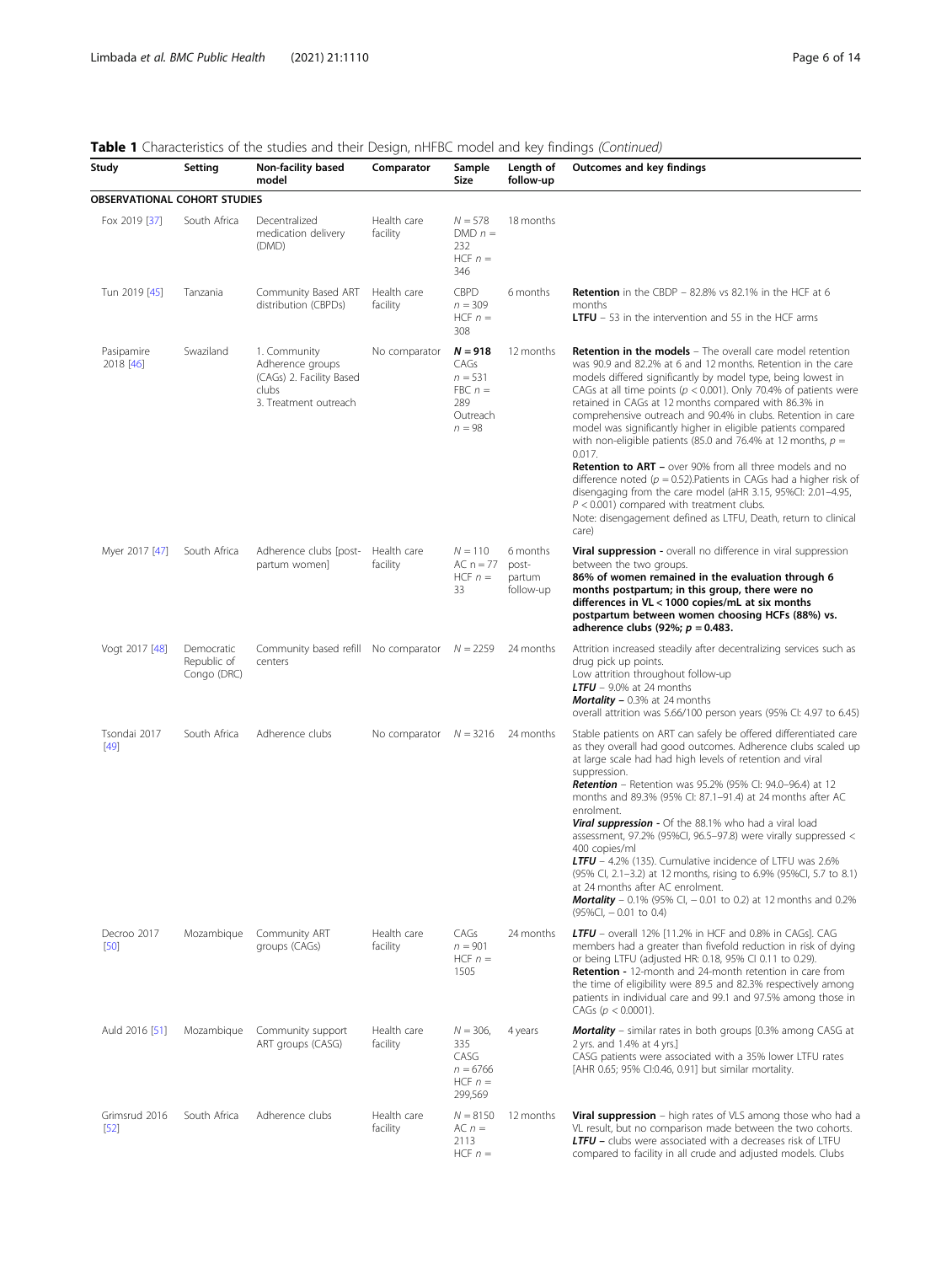**Table 1** Characteristics of the studies and their Design, nHFBC model and key findings *(Continued)*

| Study | Setting | Non-facility based model | Comparator | Sample Size | Length of follow-up | Outcomes and key findings |
| --- | --- | --- | --- | --- | --- | --- |
| **OBSERVATIONAL COHORT STUDIES** | | | | | | |
| Fox 2019 [37] | South Africa | Decentralized medication delivery (DMD) | Health care facility | $N = 578$ DMD $n = 232$ HCF $n = 346$ | 18 months | |
| Tun 2019 [45] | Tanzania | Community Based ART distribution (CBPDs) | Health care facility | CBPD $n = 309$ HCF $n = 308$ | 6 months | **Retention** in the CBDP – 82.8% vs 82.1% in the HCF at 6 months<br>**LTFU** – 53 in the intervention and 55 in the HCF arms |
| Pasipamire 2018 [46] | Swaziland | 1. Community Adherence groups (CAGs) 2. Facility Based clubs 3. Treatment outreach | No comparator | $N = 918$ CAGs $n = 531$ FBC $n = 289$ Outreach $n = 98$ | 12 months | **Retention in the models** – The overall care model retention was 90.9 and 82.2% at 6 and 12 months. Retention in the care models differed significantly by model type, being lowest in CAGs at all time points ($p < 0.001$). Only 70.4% of patients were retained in CAGs at 12 months compared with 86.3% in comprehensive outreach and 90.4% in clubs. Retention in care model was significantly higher in eligible patients compared with non-eligible patients (85.0 and 76.4% at 12 months, $p = 0.017$.<br>**Retention to ART –** over 90% from all three models and no difference noted ($p = 0.52$).Patients in CAGs had a higher risk of disengaging from the care model (aHR 3.15, 95%CI: 2.01–4.95, $P < 0.001$) compared with treatment clubs.<br>Note: disengagement defined as LTFU, Death, return to clinical care) |
| Myer 2017 [47] | South Africa | Adherence clubs [post-partum women] | Health care facility | $N = 110$ AC $n = 77$ HCF $n = 33$ | 6 months post-partum follow-up | **Viral suppression -** overall no difference in viral suppression between the two groups.<br>**86% of women remained in the evaluation through 6 months postpartum; in this group, there were no differences in VL < 1000 copies/mL at six months postpartum between women choosing HCFs (88%) vs. adherence clubs (92%; $p = 0.483$.** |
| Vogt 2017 [48] | Democratic Republic of Congo (DRC) | Community based refill centers | No comparator | $N = 2259$ | 24 months | Attrition increased steadily after decentralizing services such as drug pick up points.<br>Low attrition throughout follow-up<br>***LTFU*** – 9.0% at 24 months<br>***Mortality* –** 0.3% at 24 months<br>overall attrition was 5.66/100 person years (95% CI: 4.97 to 6.45) |
| Tsondai 2017 [49] | South Africa | Adherence clubs | No comparator | $N = 3216$ | 24 months | Stable patients on ART can safely be offered differentiated care as they overall had good outcomes. Adherence clubs scaled up at large scale had had high levels of retention and viral suppression.<br>***Retention*** – Retention was 95.2% (95% CI: 94.0–96.4) at 12 months and 89.3% (95% CI: 87.1–91.4) at 24 months after AC enrolment.<br>***Viral suppression*** - Of the 88.1% who had a viral load assessment, 97.2% (95%CI, 96.5–97.8) were virally suppressed < 400 copies/ml<br>***LTFU*** – 4.2% (135). Cumulative incidence of LTFU was 2.6% (95% CI, 2.1–3.2) at 12 months, rising to 6.9% (95%CI, 5.7 to 8.1) at 24 months after AC enrolment.<br>***Mortality*** – 0.1% (95% CI, − 0.01 to 0.2) at 12 months and 0.2% (95%CI, − 0.01 to 0.4) |
| Decroo 2017 [50] | Mozambique | Community ART groups (CAGs) | Health care facility | CAGs $n = 901$ HCF $n = 1505$ | 24 months | ***LTFU*** – overall 12% [11.2% in HCF and 0.8% in CAGs]. CAG members had a greater than fivefold reduction in risk of dying or being LTFU (adjusted HR: 0.18, 95% CI 0.11 to 0.29).<br>**Retention -** 12-month and 24-month retention in care from the time of eligibility were 89.5 and 82.3% respectively among patients in individual care and 99.1 and 97.5% among those in CAGs ($p < 0.0001$). |
| Auld 2016 [51] | Mozambique | Community support ART groups (CASG) | Health care facility | $N = 306,335$ CASG $n = 6766$ HCF $n = 299,569$ | 4 years | ***Mortality*** – similar rates in both groups [0.3% among CASG at 2 yrs. and 1.4% at 4 yrs.]<br>CASG patients were associated with a 35% lower LTFU rates [AHR 0.65; 95% CI:0.46, 0.91] but similar mortality. |
| Grimsrud 2016 [52] | South Africa | Adherence clubs | Health care facility | $N = 8150$ AC $n = 2113$ HCF $n =$ | 12 months | **Viral suppression** – high rates of VLS among those who had a VL result, but no comparison made between the two cohorts.<br>**LTFU –** clubs were associated with a decreases risk of LTFU compared to facility in all crude and adjusted models. Clubs |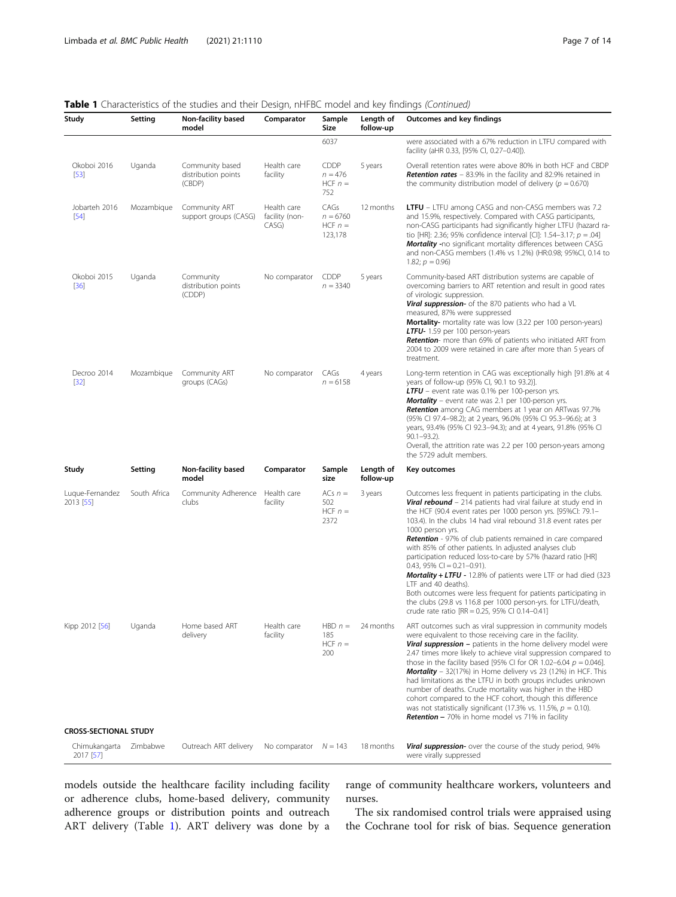**Table 1** Characteristics of the studies and their Design, nHFBC model and key findings *(Continued)*

| Study | Setting | Non-facility based model | Comparator | Sample Size | Length of follow-up | Outcomes and key findings |
|---|---|---|---|---|---|---|
| | | | | 6037 | | were associated with a 67% reduction in LTFU compared with facility (aHR 0.33, [95% CI, 0.27–0.40]). |
| Okoboi 2016 [53] | Uganda | Community based distribution points (CBDP) | Health care facility | CDDP $n = 476$ HCF $n = 752$ | 5 years | Overall retention rates were above 80% in both HCF and CBDP ***Retention rates*** – 83.9% in the facility and 82.9% retained in the community distribution model of delivery ($p = 0.670$) |
| Jobarteh 2016 [54] | Mozambique | Community ART support groups (CASG) | Health care facility (non-CASG) | CAGs $n = 6760$ HCF $n = 123{,}178$ | 12 months | **LTFU** – LTFU among CASG and non-CASG members was 7.2 and 15.9%, respectively. Compared with CASG participants, non-CASG participants had significantly higher LTFU (hazard ratio [HR]: 2.36; 95% confidence interval [CI]: 1.54–3.17; $p = .04$] ***Mortality*** -no significant mortality differences between CASG and non-CASG members (1.4% vs 1.2%) (HR:0.98; 95%CI, 0.14 to 1.82; $p = 0.96$) |
| Okoboi 2015 [36] | Uganda | Community distribution points (CDDP) | No comparator | CDDP $n = 3340$ | 5 years | Community-based ART distribution systems are capable of overcoming barriers to ART retention and result in good rates of virologic suppression. ***Viral suppression***- of the 870 patients who had a VL measured, 87% were suppressed **Mortality**- mortality rate was low (3.22 per 100 person-years) ***LTFU***- 1.59 per 100 person-years ***Retention***- more than 69% of patients who initiated ART from 2004 to 2009 were retained in care after more than 5 years of treatment. |
| Decroo 2014 [32] | Mozambique | Community ART groups (CAGs) | No comparator | CAGs $n = 6158$ | 4 years | Long-term retention in CAG was exceptionally high [91.8% at 4 years of follow-up (95% CI, 90.1 to 93.2)]. ***LTFU*** – event rate was 0.1% per 100-person yrs. ***Mortality*** – event rate was 2.1 per 100-person yrs. ***Retention*** among CAG members at 1 year on ARTwas 97.7% (95% CI 97.4–98.2); at 2 years, 96.0% (95% CI 95.3–96.6); at 3 years, 93.4% (95% CI 92.3–94.3); and at 4 years, 91.8% (95% CI 90.1–93.2). Overall, the attrition rate was 2.2 per 100 person-years among the 5729 adult members. |
| **Study** | **Setting** | **Non-facility based model** | **Comparator** | **Sample size** | **Length of follow-up** | **Key outcomes** |
| Luque-Fernandez 2013 [55] | South Africa | Community Adherence clubs | Health care facility | ACs $n = 502$ HCF $n = 2372$ | 3 years | Outcomes less frequent in patients participating in the clubs. ***Viral rebound*** – 214 patients had viral failure at study end in the HCF (90.4 event rates per 1000 person yrs. [95%CI: 79.1–103.4). In the clubs 14 had viral rebound 31.8 event rates per 1000 person yrs. ***Retention*** - 97% of club patients remained in care compared with 85% of other patients. In adjusted analyses club participation reduced loss-to-care by 57% (hazard ratio [HR] 0.43, 95% CI = 0.21–0.91). ***Mortality + LTFU*** - 12.8% of patients were LTF or had died (323 LTF and 40 deaths). Both outcomes were less frequent for patients participating in the clubs (29.8 vs 116.8 per 1000 person-yrs. for LTFU/death, crude rate ratio [RR = 0.25, 95% CI 0.14–0.41] |
| Kipp 2012 [56] | Uganda | Home based ART delivery | Health care facility | HBD $n = 185$ HCF $n = 200$ | 24 months | ART outcomes such as viral suppression in community models were equivalent to those receiving care in the facility. ***Viral suppression –*** patients in the home delivery model were 2.47 times more likely to achieve viral suppression compared to those in the facility based [95% CI for OR 1.02–6.04 $p = 0.046$]. ***Mortality*** – 32(17%) in Home delivery vs 23 (12%) in HCF. This had limitations as the LTFU in both groups includes unknown number of deaths. Crude mortality was higher in the HBD cohort compared to the HCF cohort, though this difference was not statistically significant (17.3% vs. 11.5%, $p = 0.10$). ***Retention –*** 70% in home model vs 71% in facility |
| **CROSS-SECTIONAL STUDY** | | | | | | |
| Chimukangarta 2017 [57] | Zimbabwe | Outreach ART delivery | No comparator | $N = 143$ | 18 months | ***Viral suppression***- over the course of the study period, 94% were virally suppressed |

models outside the healthcare facility including facility or adherence clubs, home-based delivery, community adherence groups or distribution points and outreach ART delivery (Table 1). ART delivery was done by a range of community healthcare workers, volunteers and nurses.

The six randomised control trials were appraised using the Cochrane tool for risk of bias. Sequence generation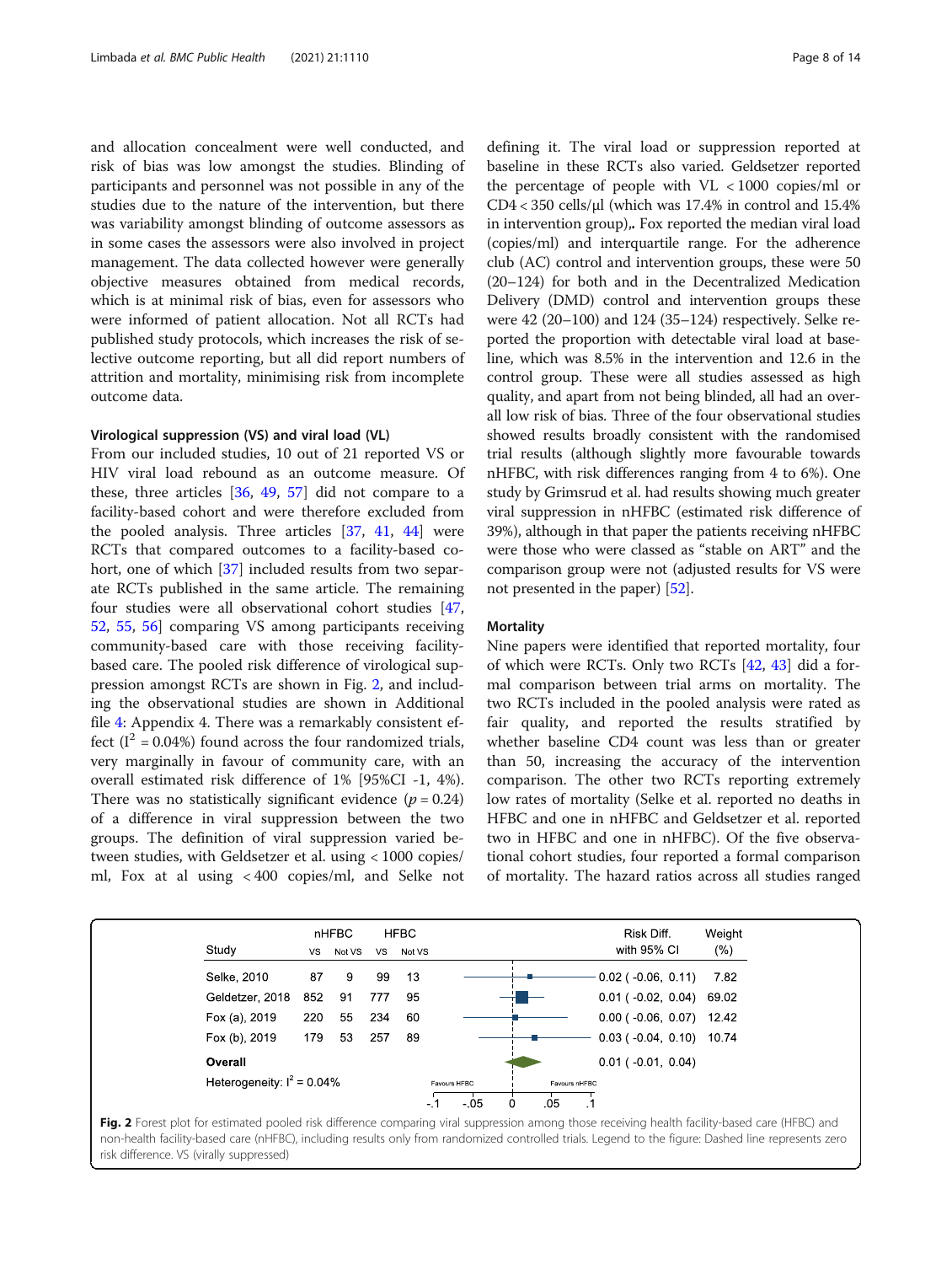and allocation concealment were well conducted, and risk of bias was low amongst the studies. Blinding of participants and personnel was not possible in any of the studies due to the nature of the intervention, but there was variability amongst blinding of outcome assessors as in some cases the assessors were also involved in project management. The data collected however were generally objective measures obtained from medical records, which is at minimal risk of bias, even for assessors who were informed of patient allocation. Not all RCTs had published study protocols, which increases the risk of selective outcome reporting, but all did report numbers of attrition and mortality, minimising risk from incomplete outcome data.

### Virological suppression (VS) and viral load (VL)

From our included studies, 10 out of 21 reported VS or HIV viral load rebound as an outcome measure. Of these, three articles [36, 49, 57] did not compare to a facility-based cohort and were therefore excluded from the pooled analysis. Three articles [37, 41, 44] were RCTs that compared outcomes to a facility-based cohort, one of which [37] included results from two separate RCTs published in the same article. The remaining four studies were all observational cohort studies [47, 52, 55, 56] comparing VS among participants receiving community-based care with those receiving facility-based care. The pooled risk difference of virological suppression amongst RCTs are shown in Fig. 2, and including the observational studies are shown in Additional file 4: Appendix 4. There was a remarkably consistent effect ($I^2 = 0.04\%$) found across the four randomized trials, very marginally in favour of community care, with an overall estimated risk difference of 1% [95%CI -1, 4%). There was no statistically significant evidence ($p = 0.24$) of a difference in viral suppression between the two groups. The definition of viral suppression varied between studies, with Geldsetzer et al. using < 1000 copies/ml, Fox at al using < 400 copies/ml, and Selke not defining it. The viral load or suppression reported at baseline in these RCTs also varied. Geldsetzer reported the percentage of people with VL < 1000 copies/ml or CD4 < 350 cells/μl (which was 17.4% in control and 15.4% in intervention group),. Fox reported the median viral load (copies/ml) and interquartile range. For the adherence club (AC) control and intervention groups, these were 50 (20–124) for both and in the Decentralized Medication Delivery (DMD) control and intervention groups these were 42 (20–100) and 124 (35–124) respectively. Selke reported the proportion with detectable viral load at baseline, which was 8.5% in the intervention and 12.6 in the control group. These were all studies assessed as high quality, and apart from not being blinded, all had an overall low risk of bias. Three of the four observational studies showed results broadly consistent with the randomised trial results (although slightly more favourable towards nHFBC, with risk differences ranging from 4 to 6%). One study by Grimsrud et al. had results showing much greater viral suppression in nHFBC (estimated risk difference of 39%), although in that paper the patients receiving nHFBC were those who were classed as "stable on ART" and the comparison group were not (adjusted results for VS were not presented in the paper) [52].

### Mortality

Nine papers were identified that reported mortality, four of which were RCTs. Only two RCTs [42, 43] did a formal comparison between trial arms on mortality. The two RCTs included in the pooled analysis were rated as fair quality, and reported the results stratified by whether baseline CD4 count was less than or greater than 50, increasing the accuracy of the intervention comparison. The other two RCTs reporting extremely low rates of mortality (Selke et al. reported no deaths in HFBC and one in nHFBC and Geldsetzer et al. reported two in HFBC and one in nHFBC). Of the five observational cohort studies, four reported a formal comparison of mortality. The hazard ratios across all studies ranged

| Study | nHFBC VS | nHFBC Not VS | HFBC VS | HFBC Not VS | Risk Diff. with 95% CI | Weight (%) |
|---|---|---|---|---|---|---|
| Selke, 2010 | 87 | 9 | 99 | 13 | 0.02 ( -0.06, 0.11) | 7.82 |
| Geldetzer, 2018 | 852 | 91 | 777 | 95 | 0.01 ( -0.02, 0.04) | 69.02 |
| Fox (a), 2019 | 220 | 55 | 234 | 60 | 0.00 ( -0.06, 0.07) | 12.42 |
| Fox (b), 2019 | 179 | 53 | 257 | 89 | 0.03 ( -0.04, 0.10) | 10.74 |
| **Overall** | | | | | 0.01 ( -0.01, 0.04) | |
| Heterogeneity: $I^2 = 0.04\%$ | | | | | | |

**Fig. 2** Forest plot for estimated pooled risk difference comparing viral suppression among those receiving health facility-based care (HFBC) and non-health facility-based care (nHFBC), including results only from randomized controlled trials. Legend to the figure: Dashed line represents zero risk difference. VS (virally suppressed)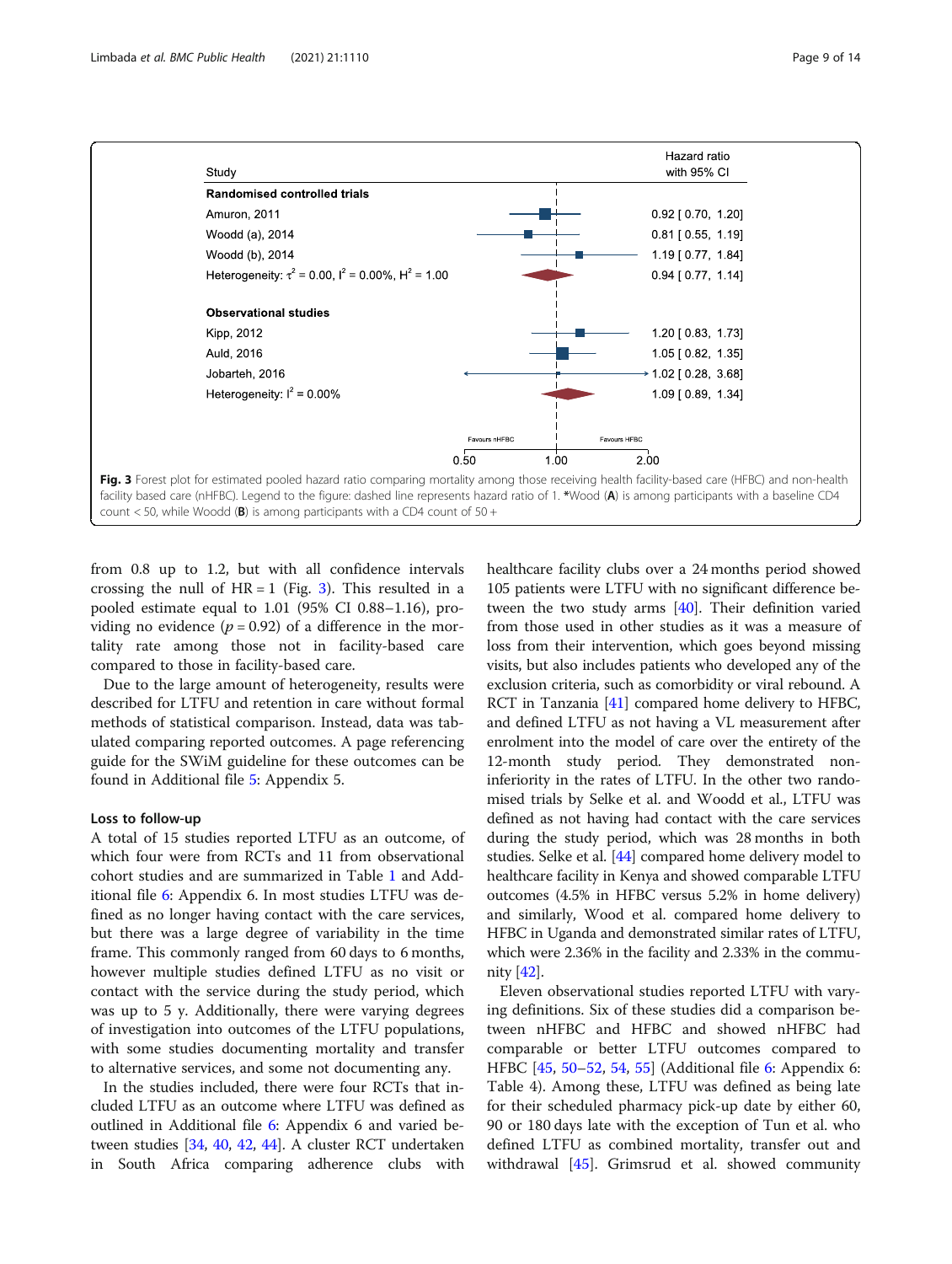| Study | Hazard ratio with 95% CI |
|---|---|
| **Randomised controlled trials** | |
| Amuron, 2011 | 0.92 [ 0.70, 1.20] |
| Woodd (a), 2014 | 0.81 [ 0.55, 1.19] |
| Woodd (b), 2014 | 1.19 [ 0.77, 1.84] |
| Heterogeneity: $\tau^2$ = 0.00, $I^2$ = 0.00%, $H^2$ = 1.00 | 0.94 [ 0.77, 1.14] |
| **Observational studies** | |
| Kipp, 2012 | 1.20 [ 0.83, 1.73] |
| Auld, 2016 | 1.05 [ 0.82, 1.35] |
| Jobarteh, 2016 | 1.02 [ 0.28, 3.68] |
| Heterogeneity: $I^2$ = 0.00% | 1.09 [ 0.89, 1.34] |

Favours nHFBC — Favours HFBC

0.50 — 1.00 — 2.00

**Fig. 3** Forest plot for estimated pooled hazard ratio comparing mortality among those receiving health facility-based care (HFBC) and non-health facility based care (nHFBC). Legend to the figure: dashed line represents hazard ratio of 1. *Wood (**A**) is among participants with a baseline CD4 count < 50, while Woodd (**B**) is among participants with a CD4 count of 50 +

from 0.8 up to 1.2, but with all confidence intervals crossing the null of HR = 1 (Fig. 3). This resulted in a pooled estimate equal to 1.01 (95% CI 0.88–1.16), providing no evidence ($p = 0.92$) of a difference in the mortality rate among those not in facility-based care compared to those in facility-based care.

Due to the large amount of heterogeneity, results were described for LTFU and retention in care without formal methods of statistical comparison. Instead, data was tabulated comparing reported outcomes. A page referencing guide for the SWiM guideline for these outcomes can be found in Additional file 5: Appendix 5.

### Loss to follow-up

A total of 15 studies reported LTFU as an outcome, of which four were from RCTs and 11 from observational cohort studies and are summarized in Table 1 and Additional file 6: Appendix 6. In most studies LTFU was defined as no longer having contact with the care services, but there was a large degree of variability in the time frame. This commonly ranged from 60 days to 6 months, however multiple studies defined LTFU as no visit or contact with the service during the study period, which was up to 5 y. Additionally, there were varying degrees of investigation into outcomes of the LTFU populations, with some studies documenting mortality and transfer to alternative services, and some not documenting any.

In the studies included, there were four RCTs that included LTFU as an outcome where LTFU was defined as outlined in Additional file 6: Appendix 6 and varied between studies [34, 40, 42, 44]. A cluster RCT undertaken in South Africa comparing adherence clubs with healthcare facility clubs over a 24 months period showed 105 patients were LTFU with no significant difference between the two study arms [40]. Their definition varied from those used in other studies as it was a measure of loss from their intervention, which goes beyond missing visits, but also includes patients who developed any of the exclusion criteria, such as comorbidity or viral rebound. A RCT in Tanzania [41] compared home delivery to HFBC, and defined LTFU as not having a VL measurement after enrolment into the model of care over the entirety of the 12-month study period. They demonstrated non-inferiority in the rates of LTFU. In the other two randomised trials by Selke et al. and Woodd et al., LTFU was defined as not having had contact with the care services during the study period, which was 28 months in both studies. Selke et al. [44] compared home delivery model to healthcare facility in Kenya and showed comparable LTFU outcomes (4.5% in HFBC versus 5.2% in home delivery) and similarly, Wood et al. compared home delivery to HFBC in Uganda and demonstrated similar rates of LTFU, which were 2.36% in the facility and 2.33% in the community [42].

Eleven observational studies reported LTFU with varying definitions. Six of these studies did a comparison between nHFBC and HFBC and showed nHFBC had comparable or better LTFU outcomes compared to HFBC [45, 50–52, 54, 55] (Additional file 6: Appendix 6: Table 4). Among these, LTFU was defined as being late for their scheduled pharmacy pick-up date by either 60, 90 or 180 days late with the exception of Tun et al. who defined LTFU as combined mortality, transfer out and withdrawal [45]. Grimsrud et al. showed community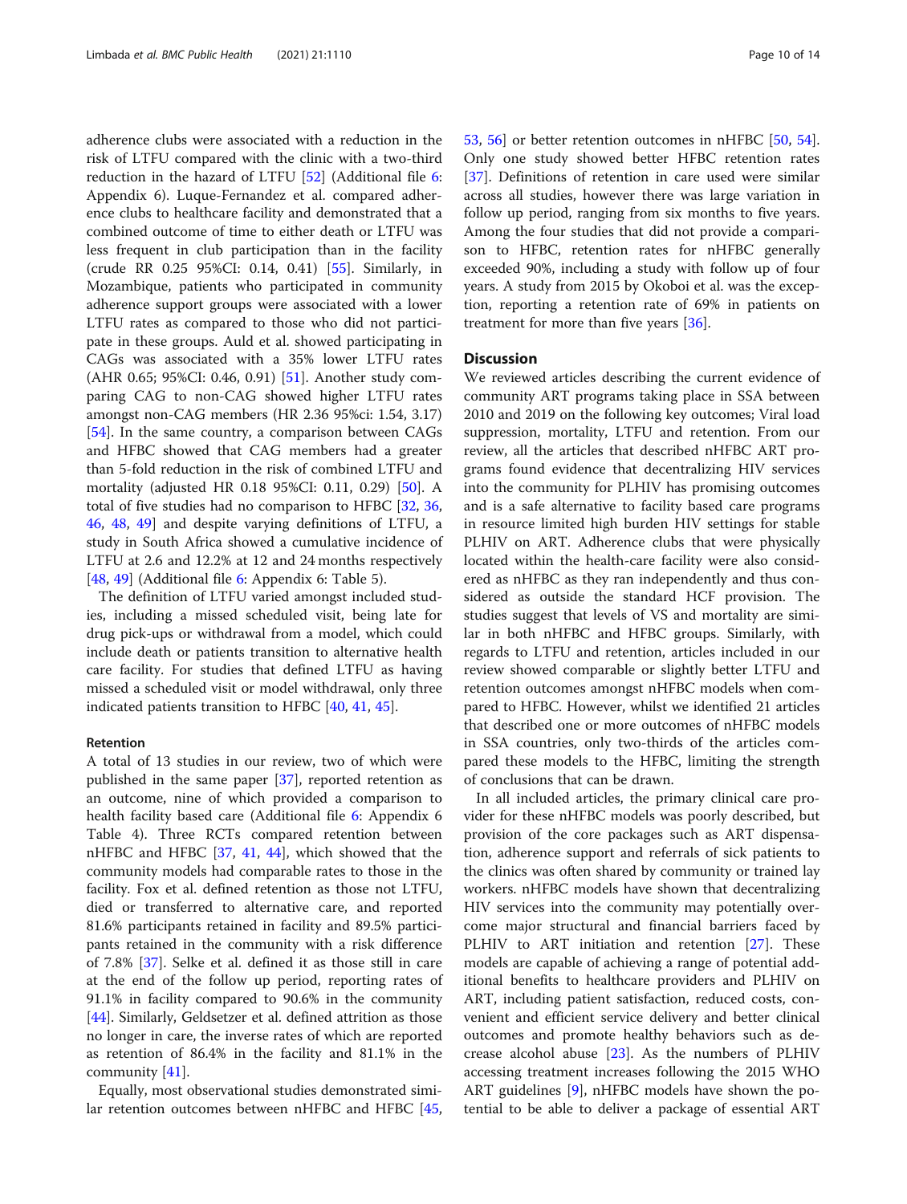adherence clubs were associated with a reduction in the risk of LTFU compared with the clinic with a two-third reduction in the hazard of LTFU [52] (Additional file 6: Appendix 6). Luque-Fernandez et al. compared adherence clubs to healthcare facility and demonstrated that a combined outcome of time to either death or LTFU was less frequent in club participation than in the facility (crude RR 0.25 95%CI: 0.14, 0.41) [55]. Similarly, in Mozambique, patients who participated in community adherence support groups were associated with a lower LTFU rates as compared to those who did not participate in these groups. Auld et al. showed participating in CAGs was associated with a 35% lower LTFU rates (AHR 0.65; 95%CI: 0.46, 0.91) [51]. Another study comparing CAG to non-CAG showed higher LTFU rates amongst non-CAG members (HR 2.36 95%ci: 1.54, 3.17) [54]. In the same country, a comparison between CAGs and HFBC showed that CAG members had a greater than 5-fold reduction in the risk of combined LTFU and mortality (adjusted HR 0.18 95%CI: 0.11, 0.29) [50]. A total of five studies had no comparison to HFBC [32, 36, 46, 48, 49] and despite varying definitions of LTFU, a study in South Africa showed a cumulative incidence of LTFU at 2.6 and 12.2% at 12 and 24 months respectively [48, 49] (Additional file 6: Appendix 6: Table 5).

The definition of LTFU varied amongst included studies, including a missed scheduled visit, being late for drug pick-ups or withdrawal from a model, which could include death or patients transition to alternative health care facility. For studies that defined LTFU as having missed a scheduled visit or model withdrawal, only three indicated patients transition to HFBC [40, 41, 45].

#### Retention

A total of 13 studies in our review, two of which were published in the same paper [37], reported retention as an outcome, nine of which provided a comparison to health facility based care (Additional file 6: Appendix 6 Table 4). Three RCTs compared retention between nHFBC and HFBC [37, 41, 44], which showed that the community models had comparable rates to those in the facility. Fox et al. defined retention as those not LTFU, died or transferred to alternative care, and reported 81.6% participants retained in facility and 89.5% participants retained in the community with a risk difference of 7.8% [37]. Selke et al. defined it as those still in care at the end of the follow up period, reporting rates of 91.1% in facility compared to 90.6% in the community [44]. Similarly, Geldsetzer et al. defined attrition as those no longer in care, the inverse rates of which are reported as retention of 86.4% in the facility and 81.1% in the community [41].

Equally, most observational studies demonstrated similar retention outcomes between nHFBC and HFBC [45, 53, 56] or better retention outcomes in nHFBC [50, 54]. Only one study showed better HFBC retention rates [37]. Definitions of retention in care used were similar across all studies, however there was large variation in follow up period, ranging from six months to five years. Among the four studies that did not provide a comparison to HFBC, retention rates for nHFBC generally exceeded 90%, including a study with follow up of four years. A study from 2015 by Okoboi et al. was the exception, reporting a retention rate of 69% in patients on treatment for more than five years [36].

## Discussion

We reviewed articles describing the current evidence of community ART programs taking place in SSA between 2010 and 2019 on the following key outcomes; Viral load suppression, mortality, LTFU and retention. From our review, all the articles that described nHFBC ART programs found evidence that decentralizing HIV services into the community for PLHIV has promising outcomes and is a safe alternative to facility based care programs in resource limited high burden HIV settings for stable PLHIV on ART. Adherence clubs that were physically located within the health-care facility were also considered as nHFBC as they ran independently and thus considered as outside the standard HCF provision. The studies suggest that levels of VS and mortality are similar in both nHFBC and HFBC groups. Similarly, with regards to LTFU and retention, articles included in our review showed comparable or slightly better LTFU and retention outcomes amongst nHFBC models when compared to HFBC. However, whilst we identified 21 articles that described one or more outcomes of nHFBC models in SSA countries, only two-thirds of the articles compared these models to the HFBC, limiting the strength of conclusions that can be drawn.

In all included articles, the primary clinical care provider for these nHFBC models was poorly described, but provision of the core packages such as ART dispensation, adherence support and referrals of sick patients to the clinics was often shared by community or trained lay workers. nHFBC models have shown that decentralizing HIV services into the community may potentially overcome major structural and financial barriers faced by PLHIV to ART initiation and retention [27]. These models are capable of achieving a range of potential additional benefits to healthcare providers and PLHIV on ART, including patient satisfaction, reduced costs, convenient and efficient service delivery and better clinical outcomes and promote healthy behaviors such as decrease alcohol abuse [23]. As the numbers of PLHIV accessing treatment increases following the 2015 WHO ART guidelines [9], nHFBC models have shown the potential to be able to deliver a package of essential ART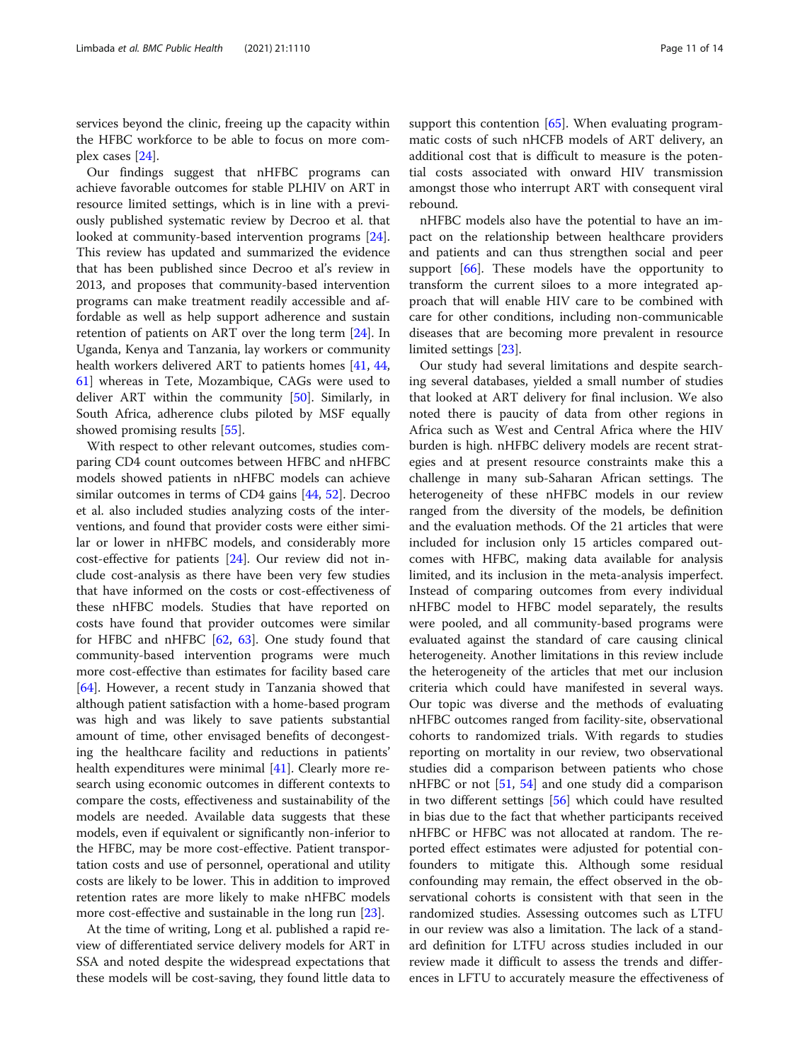services beyond the clinic, freeing up the capacity within the HFBC workforce to be able to focus on more complex cases [24].

Our findings suggest that nHFBC programs can achieve favorable outcomes for stable PLHIV on ART in resource limited settings, which is in line with a previously published systematic review by Decroo et al. that looked at community-based intervention programs [24]. This review has updated and summarized the evidence that has been published since Decroo et al's review in 2013, and proposes that community-based intervention programs can make treatment readily accessible and affordable as well as help support adherence and sustain retention of patients on ART over the long term [24]. In Uganda, Kenya and Tanzania, lay workers or community health workers delivered ART to patients homes [41, 44, 61] whereas in Tete, Mozambique, CAGs were used to deliver ART within the community [50]. Similarly, in South Africa, adherence clubs piloted by MSF equally showed promising results [55].

With respect to other relevant outcomes, studies comparing CD4 count outcomes between HFBC and nHFBC models showed patients in nHFBC models can achieve similar outcomes in terms of CD4 gains [44, 52]. Decroo et al. also included studies analyzing costs of the interventions, and found that provider costs were either similar or lower in nHFBC models, and considerably more cost-effective for patients [24]. Our review did not include cost-analysis as there have been very few studies that have informed on the costs or cost-effectiveness of these nHFBC models. Studies that have reported on costs have found that provider outcomes were similar for HFBC and nHFBC [62, 63]. One study found that community-based intervention programs were much more cost-effective than estimates for facility based care [64]. However, a recent study in Tanzania showed that although patient satisfaction with a home-based program was high and was likely to save patients substantial amount of time, other envisaged benefits of decongesting the healthcare facility and reductions in patients' health expenditures were minimal [41]. Clearly more research using economic outcomes in different contexts to compare the costs, effectiveness and sustainability of the models are needed. Available data suggests that these models, even if equivalent or significantly non-inferior to the HFBC, may be more cost-effective. Patient transportation costs and use of personnel, operational and utility costs are likely to be lower. This in addition to improved retention rates are more likely to make nHFBC models more cost-effective and sustainable in the long run [23].

At the time of writing, Long et al. published a rapid review of differentiated service delivery models for ART in SSA and noted despite the widespread expectations that these models will be cost-saving, they found little data to support this contention [65]. When evaluating programmatic costs of such nHCFB models of ART delivery, an additional cost that is difficult to measure is the potential costs associated with onward HIV transmission amongst those who interrupt ART with consequent viral rebound.

nHFBC models also have the potential to have an impact on the relationship between healthcare providers and patients and can thus strengthen social and peer support [66]. These models have the opportunity to transform the current siloes to a more integrated approach that will enable HIV care to be combined with care for other conditions, including non-communicable diseases that are becoming more prevalent in resource limited settings [23].

Our study had several limitations and despite searching several databases, yielded a small number of studies that looked at ART delivery for final inclusion. We also noted there is paucity of data from other regions in Africa such as West and Central Africa where the HIV burden is high. nHFBC delivery models are recent strategies and at present resource constraints make this a challenge in many sub-Saharan African settings. The heterogeneity of these nHFBC models in our review ranged from the diversity of the models, be definition and the evaluation methods. Of the 21 articles that were included for inclusion only 15 articles compared outcomes with HFBC, making data available for analysis limited, and its inclusion in the meta-analysis imperfect. Instead of comparing outcomes from every individual nHFBC model to HFBC model separately, the results were pooled, and all community-based programs were evaluated against the standard of care causing clinical heterogeneity. Another limitations in this review include the heterogeneity of the articles that met our inclusion criteria which could have manifested in several ways. Our topic was diverse and the methods of evaluating nHFBC outcomes ranged from facility-site, observational cohorts to randomized trials. With regards to studies reporting on mortality in our review, two observational studies did a comparison between patients who chose nHFBC or not [51, 54] and one study did a comparison in two different settings [56] which could have resulted in bias due to the fact that whether participants received nHFBC or HFBC was not allocated at random. The reported effect estimates were adjusted for potential confounders to mitigate this. Although some residual confounding may remain, the effect observed in the observational cohorts is consistent with that seen in the randomized studies. Assessing outcomes such as LTFU in our review was also a limitation. The lack of a standard definition for LTFU across studies included in our review made it difficult to assess the trends and differences in LFTU to accurately measure the effectiveness of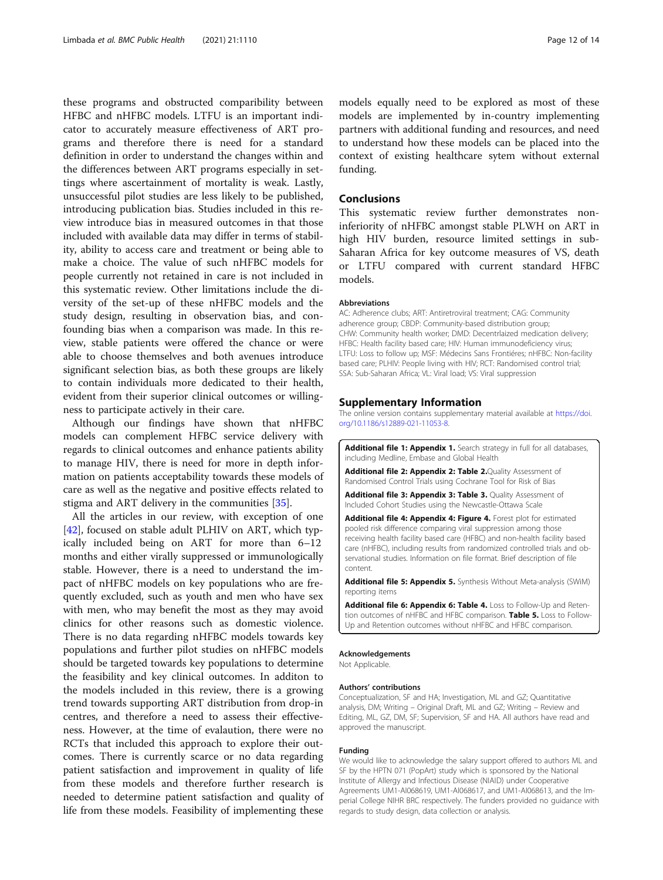these programs and obstructed comparibility between HFBC and nHFBC models. LTFU is an important indicator to accurately measure effectiveness of ART programs and therefore there is need for a standard definition in order to understand the changes within and the differences between ART programs especially in settings where ascertainment of mortality is weak. Lastly, unsuccessful pilot studies are less likely to be published, introducing publication bias. Studies included in this review introduce bias in measured outcomes in that those included with available data may differ in terms of stability, ability to access care and treatment or being able to make a choice. The value of such nHFBC models for people currently not retained in care is not included in this systematic review. Other limitations include the diversity of the set-up of these nHFBC models and the study design, resulting in observation bias, and confounding bias when a comparison was made. In this review, stable patients were offered the chance or were able to choose themselves and both avenues introduce significant selection bias, as both these groups are likely to contain individuals more dedicated to their health, evident from their superior clinical outcomes or willingness to participate actively in their care.

Although our findings have shown that nHFBC models can complement HFBC service delivery with regards to clinical outcomes and enhance patients ability to manage HIV, there is need for more in depth information on patients acceptability towards these models of care as well as the negative and positive effects related to stigma and ART delivery in the communities [35].

All the articles in our review, with exception of one [42], focused on stable adult PLHIV on ART, which typically included being on ART for more than 6–12 months and either virally suppressed or immunologically stable. However, there is a need to understand the impact of nHFBC models on key populations who are frequently excluded, such as youth and men who have sex with men, who may benefit the most as they may avoid clinics for other reasons such as domestic violence. There is no data regarding nHFBC models towards key populations and further pilot studies on nHFBC models should be targeted towards key populations to determine the feasibility and key clinical outcomes. In additon to the models included in this review, there is a growing trend towards supporting ART distribution from drop-in centres, and therefore a need to assess their effectiveness. However, at the time of evalaution, there were no RCTs that included this approach to explore their outcomes. There is currently scarce or no data regarding patient satisfaction and improvement in quality of life from these models and therefore further research is needed to determine patient satisfaction and quality of life from these models. Feasibility of implementing these models equally need to be explored as most of these models are implemented by in-country implementing partners with additional funding and resources, and need to understand how these models can be placed into the context of existing healthcare sytem without external funding.

## Conclusions

This systematic review further demonstrates non-inferiority of nHFBC amongst stable PLWH on ART in high HIV burden, resource limited settings in sub-Saharan Africa for key outcome measures of VS, death or LTFU compared with current standard HFBC models.

#### Abbreviations

AC: Adherence clubs; ART: Antiretroviral treatment; CAG: Community adherence group; CBDP: Community-based distribution group; CHW: Community health worker; DMD: Decentrlaized medication delivery; HFBC: Health facility based care; HIV: Human immunodeficiency virus; LTFU: Loss to follow up; MSF: Médecins Sans Frontiéres; nHFBC: Non-facility based care; PLHIV: People living with HIV; RCT: Randomised control trial; SSA: Sub-Saharan Africa; VL: Viral load; VS: Viral suppression

## Supplementary Information

The online version contains supplementary material available at https://doi.org/10.1186/s12889-021-11053-8.

**Additional file 1: Appendix 1.** Search strategy in full for all databases, including Medline, Embase and Global Health

**Additional file 2: Appendix 2: Table 2.**Quality Assessment of Randomised Control Trials using Cochrane Tool for Risk of Bias

**Additional file 3: Appendix 3: Table 3.** Quality Assessment of Included Cohort Studies using the Newcastle-Ottawa Scale

**Additional file 4: Appendix 4: Figure 4.** Forest plot for estimated pooled risk difference comparing viral suppression among those receiving health facility based care (HFBC) and non-health facility based care (nHFBC), including results from randomized controlled trials and observational studies. Information on file format. Brief description of file content.

**Additional file 5: Appendix 5.** Synthesis Without Meta-analysis (SWiM) reporting items

**Additional file 6: Appendix 6: Table 4.** Loss to Follow-Up and Retention outcomes of nHFBC and HFBC comparison. **Table 5.** Loss to Follow-Up and Retention outcomes without nHFBC and HFBC comparison.

#### Acknowledgements

Not Applicable.

#### Authors' contributions

Conceptualization, SF and HA; Investigation, ML and GZ; Quantitative analysis, DM; Writing – Original Draft, ML and GZ; Writing – Review and Editing, ML, GZ, DM, SF; Supervision, SF and HA. All authors have read and approved the manuscript.

#### Funding

We would like to acknowledge the salary support offered to authors ML and SF by the HPTN 071 (PopArt) study which is sponsored by the National Institute of Allergy and Infectious Disease (NIAID) under Cooperative Agreements UM1-AI068619, UM1-AI068617, and UM1-AI068613, and the Imperial College NIHR BRC respectively. The funders provided no guidance with regards to study design, data collection or analysis.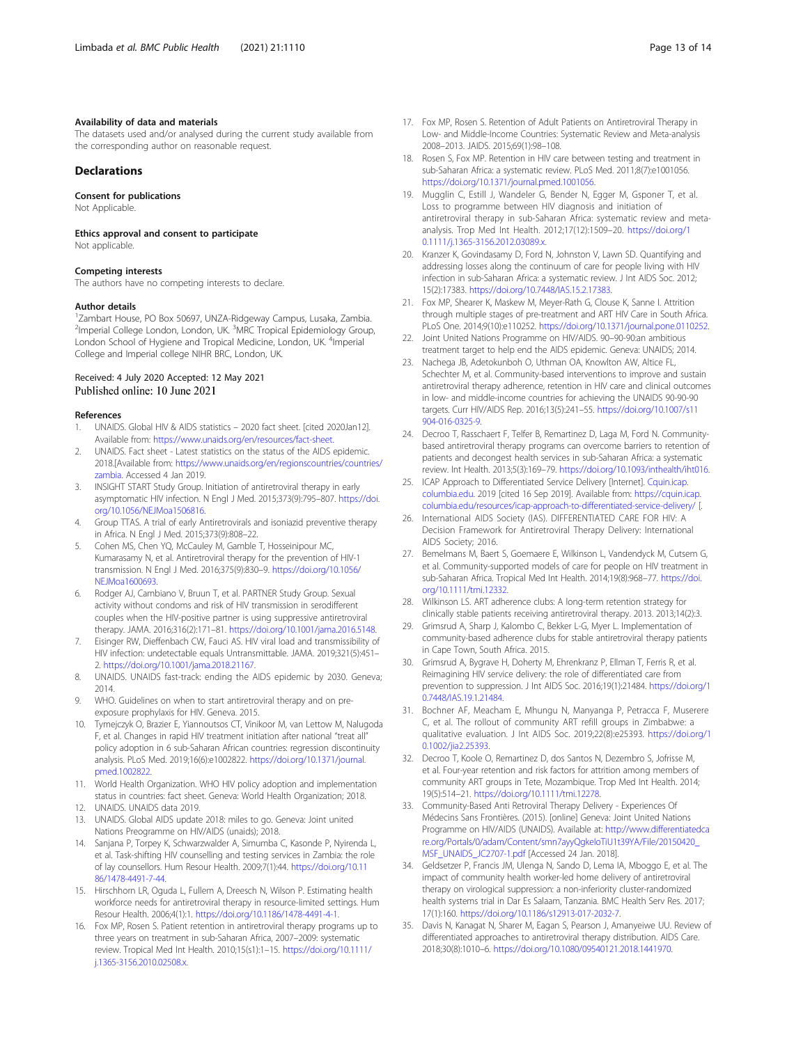#### Availability of data and materials

The datasets used and/or analysed during the current study available from the corresponding author on reasonable request.

## Declarations

#### Consent for publications

Not Applicable.

#### Ethics approval and consent to participate

Not applicable.

#### Competing interests

The authors have no competing interests to declare.

#### Author details

[1]Zambart House, PO Box 50697, UNZA-Ridgeway Campus, Lusaka, Zambia. [2]Imperial College London, London, UK. [3]MRC Tropical Epidemiology Group, London School of Hygiene and Tropical Medicine, London, UK. [4]Imperial College and Imperial college NIHR BRC, London, UK.

Received: 4 July 2020 Accepted: 12 May 2021
Published online: 10 June 2021

#### References

1. UNAIDS. Global HIV & AIDS statistics – 2020 fact sheet. [cited 2020Jan12]. Available from: https://www.unaids.org/en/resources/fact-sheet.
2. UNAIDS. Fact sheet - Latest statistics on the status of the AIDS epidemic. 2018.[Available from: https://www.unaids.org/en/regionscountries/countries/zambia. Accessed 4 Jan 2019.
3. INSIGHT START Study Group. Initiation of antiretroviral therapy in early asymptomatic HIV infection. N Engl J Med. 2015;373(9):795–807. https://doi.org/10.1056/NEJMoa1506816.
4. Group TTAS. A trial of early Antiretrovirals and isoniazid preventive therapy in Africa. N Engl J Med. 2015;373(9):808–22.
5. Cohen MS, Chen YQ, McCauley M, Gamble T, Hosseinipour MC, Kumarasamy N, et al. Antiretroviral therapy for the prevention of HIV-1 transmission. N Engl J Med. 2016;375(9):830–9. https://doi.org/10.1056/NEJMoa1600693.
6. Rodger AJ, Cambiano V, Bruun T, et al. PARTNER Study Group. Sexual activity without condoms and risk of HIV transmission in serodifferent couples when the HIV-positive partner is using suppressive antiretroviral therapy. JAMA. 2016;316(2):171–81. https://doi.org/10.1001/jama.2016.5148.
7. Eisinger RW, Dieffenbach CW, Fauci AS. HIV viral load and transmissibility of HIV infection: undetectable equals Untransmittable. JAMA. 2019;321(5):451–2. https://doi.org/10.1001/jama.2018.21167.
8. UNAIDS. UNAIDS fast-track: ending the AIDS epidemic by 2030. Geneva; 2014.
9. WHO. Guidelines on when to start antiretroviral therapy and on pre-exposure prophylaxis for HIV. Geneva. 2015.
10. Tymejczyk O, Brazier E, Yiannoutsos CT, Vinikoor M, van Lettow M, Nalugoda F, et al. Changes in rapid HIV treatment initiation after national "treat all" policy adoption in 6 sub-Saharan African countries: regression discontinuity analysis. PLoS Med. 2019;16(6):e1002822. https://doi.org/10.1371/journal.pmed.1002822.
11. World Health Organization. WHO HIV policy adoption and implementation status in countries: fact sheet. Geneva: World Health Organization; 2018.
12. UNAIDS. UNAIDS data 2019.
13. UNAIDS. Global AIDS update 2018: miles to go. Geneva: Joint united Nations Preogramme on HIV/AIDS (unaids); 2018.
14. Sanjana P, Torpey K, Schwarzwalder A, Simumba C, Kasonde P, Nyirenda L, et al. Task-shifting HIV counselling and testing services in Zambia: the role of lay counsellors. Hum Resour Health. 2009;7(1):44. https://doi.org/10.1186/1478-4491-7-44.
15. Hirschhorn LR, Oguda L, Fullem A, Dreesch N, Wilson P. Estimating health workforce needs for antiretroviral therapy in resource-limited settings. Hum Resour Health. 2006;4(1):1. https://doi.org/10.1186/1478-4491-4-1.
16. Fox MP, Rosen S. Patient retention in antiretroviral therapy programs up to three years on treatment in sub-Saharan Africa, 2007–2009: systematic review. Tropical Med Int Health. 2010;15(s1):1–15. https://doi.org/10.1111/j.1365-3156.2010.02508.x.
17. Fox MP, Rosen S. Retention of Adult Patients on Antiretroviral Therapy in Low- and Middle-Income Countries: Systematic Review and Meta-analysis 2008–2013. JAIDS. 2015;69(1):98–108.
18. Rosen S, Fox MP. Retention in HIV care between testing and treatment in sub-Saharan Africa: a systematic review. PLoS Med. 2011;8(7):e1001056. https://doi.org/10.1371/journal.pmed.1001056.
19. Mugglin C, Estill J, Wandeler G, Bender N, Egger M, Gsponer T, et al. Loss to programme between HIV diagnosis and initiation of antiretroviral therapy in sub-Saharan Africa: systematic review and meta-analysis. Trop Med Int Health. 2012;17(12):1509–20. https://doi.org/10.1111/j.1365-3156.2012.03089.x.
20. Kranzer K, Govindasamy D, Ford N, Johnston V, Lawn SD. Quantifying and addressing losses along the continuum of care for people living with HIV infection in sub-Saharan Africa: a systematic review. J Int AIDS Soc. 2012; 15(2):17383. https://doi.org/10.7448/IAS.15.2.17383.
21. Fox MP, Shearer K, Maskew M, Meyer-Rath G, Clouse K, Sanne I. Attrition through multiple stages of pre-treatment and ART HIV Care in South Africa. PLoS One. 2014;9(10):e110252. https://doi.org/10.1371/journal.pone.0110252.
22. Joint United Nations Programme on HIV/AIDS. 90–90-90:an ambitious treatment target to help end the AIDS epidemic. Geneva: UNAIDS; 2014.
23. Nachega JB, Adetokunboh O, Uthman OA, Knowlton AW, Altice FL, Schechter M, et al. Community-based interventions to improve and sustain antiretroviral therapy adherence, retention in HIV care and clinical outcomes in low- and middle-income countries for achieving the UNAIDS 90-90-90 targets. Curr HIV/AIDS Rep. 2016;13(5):241–55. https://doi.org/10.1007/s11904-016-0325-9.
24. Decroo T, Rasschaert F, Telfer B, Remartinez D, Laga M, Ford N. Community-based antiretroviral therapy programs can overcome barriers to retention of patients and decongest health services in sub-Saharan Africa: a systematic review. Int Health. 2013;5(3):169–79. https://doi.org/10.1093/inthealth/iht016.
25. ICAP Approach to Differentiated Service Delivery [Internet]. Cquin.icap.columbia.edu. 2019 [cited 16 Sep 2019]. Available from: https://cquin.icap.columbia.edu/resources/icap-approach-to-differentiated-service-delivery/ [.
26. International AIDS Society (IAS). DIFFERENTIATED CARE FOR HIV: A Decision Framework for Antiretroviral Therapy Delivery: International AIDS Society; 2016.
27. Bemelmans M, Baert S, Goemaere E, Wilkinson L, Vandendyck M, Cutsem G, et al. Community-supported models of care for people on HIV treatment in sub-Saharan Africa. Tropical Med Int Health. 2014;19(8):968–77. https://doi.org/10.1111/tmi.12332.
28. Wilkinson LS. ART adherence clubs: A long-term retention strategy for clinically stable patients receiving antiretroviral therapy. 2013. 2013;14(2):3.
29. Grimsrud A, Sharp J, Kalombo C, Bekker L-G, Myer L. Implementation of community-based adherence clubs for stable antiretroviral therapy patients in Cape Town, South Africa. 2015.
30. Grimsrud A, Bygrave H, Doherty M, Ehrenkranz P, Ellman T, Ferris R, et al. Reimagining HIV service delivery: the role of differentiated care from prevention to suppression. J Int AIDS Soc. 2016;19(1):21484. https://doi.org/10.7448/IAS.19.1.21484.
31. Bochner AF, Meacham E, Mhungu N, Manyanga P, Petracca F, Muserere C, et al. The rollout of community ART refill groups in Zimbabwe: a qualitative evaluation. J Int AIDS Soc. 2019;22(8):e25393. https://doi.org/10.1002/jia2.25393.
32. Decroo T, Koole O, Remartinez D, dos Santos N, Dezembro S, Jofrisse M, et al. Four-year retention and risk factors for attrition among members of community ART groups in Tete, Mozambique. Trop Med Int Health. 2014; 19(5):514–21. https://doi.org/10.1111/tmi.12278.
33. Community-Based Anti Retroviral Therapy Delivery - Experiences Of Médecins Sans Frontières. (2015). [online] Geneva: Joint United Nations Programme on HIV/AIDS (UNAIDS). Available at: http://www.differentiatedcare.org/Portals/0/adam/Content/smn7ayyQgkeloTiU1t39YA/File/20150420_MSF_UNAIDS_JC2707-1.pdf [Accessed 24 Jan. 2018].
34. Geldsetzer P, Francis JM, Ulenga N, Sando D, Lema IA, Mboggo E, et al. The impact of community health worker-led home delivery of antiretroviral therapy on virological suppression: a non-inferiority cluster-randomized health systems trial in Dar Es Salaam, Tanzania. BMC Health Serv Res. 2017; 17(1):160. https://doi.org/10.1186/s12913-017-2032-7.
35. Davis N, Kanagat N, Sharer M, Eagan S, Pearson J, Amanyeiwe UU. Review of differentiated approaches to antiretroviral therapy distribution. AIDS Care. 2018;30(8):1010–6. https://doi.org/10.1080/09540121.2018.1441970.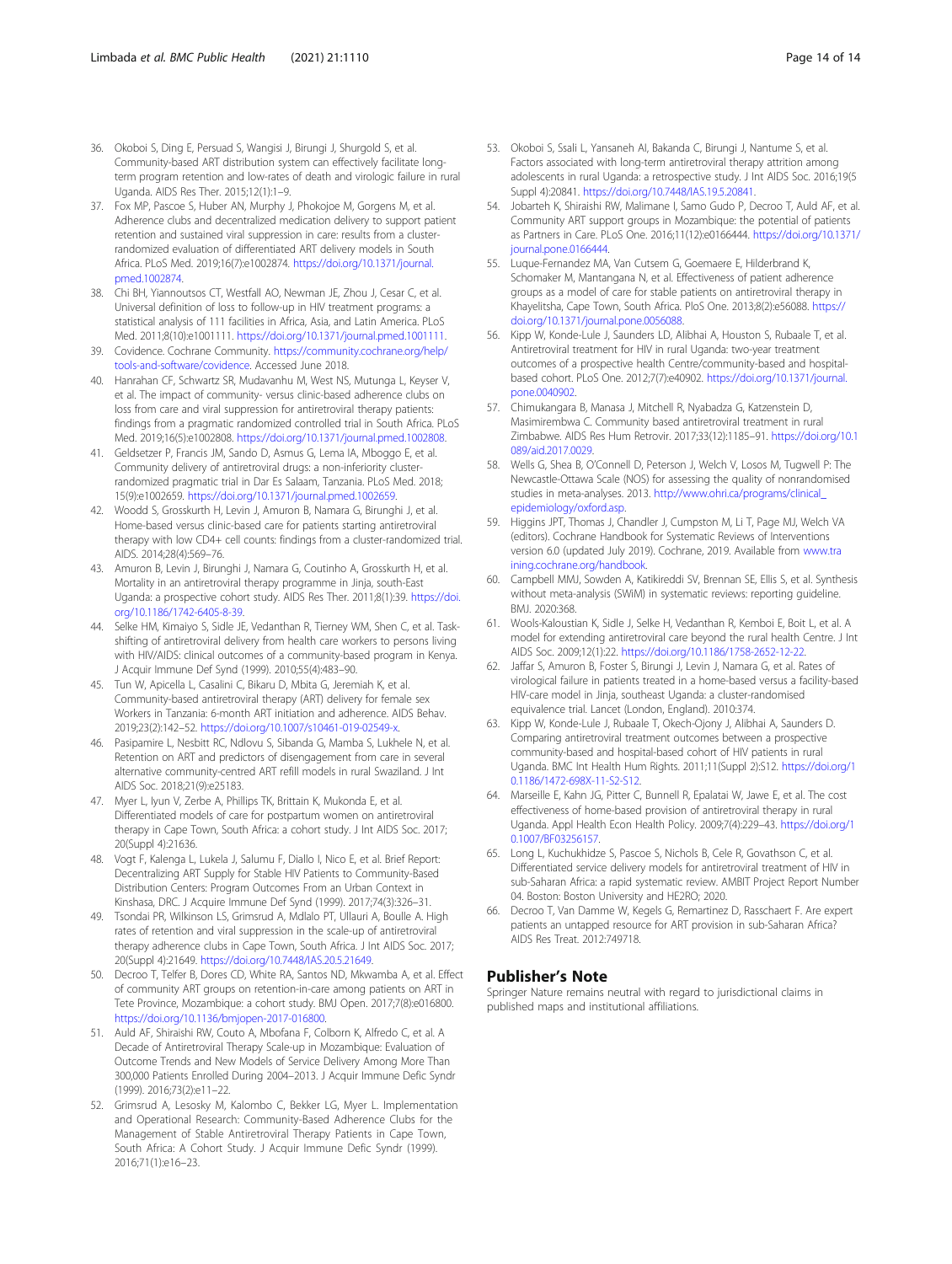36. Okoboi S, Ding E, Persuad S, Wangisi J, Birungi J, Shurgold S, et al. Community-based ART distribution system can effectively facilitate long-term program retention and low-rates of death and virologic failure in rural Uganda. AIDS Res Ther. 2015;12(1):1–9.
37. Fox MP, Pascoe S, Huber AN, Murphy J, Phokojoe M, Gorgens M, et al. Adherence clubs and decentralized medication delivery to support patient retention and sustained viral suppression in care: results from a cluster-randomized evaluation of differentiated ART delivery models in South Africa. PLoS Med. 2019;16(7):e1002874. https://doi.org/10.1371/journal.pmed.1002874.
38. Chi BH, Yiannoutsos CT, Westfall AO, Newman JE, Zhou J, Cesar C, et al. Universal definition of loss to follow-up in HIV treatment programs: a statistical analysis of 111 facilities in Africa, Asia, and Latin America. PLoS Med. 2011;8(10):e1001111. https://doi.org/10.1371/journal.pmed.1001111.
39. Covidence. Cochrane Community. https://community.cochrane.org/help/tools-and-software/covidence. Accessed June 2018.
40. Hanrahan CF, Schwartz SR, Mudavanhu M, West NS, Mutunga L, Keyser V, et al. The impact of community- versus clinic-based adherence clubs on loss from care and viral suppression for antiretroviral therapy patients: findings from a pragmatic randomized controlled trial in South Africa. PLoS Med. 2019;16(5):e1002808. https://doi.org/10.1371/journal.pmed.1002808.
41. Geldsetzer P, Francis JM, Sando D, Asmus G, Lema IA, Mboggo E, et al. Community delivery of antiretroviral drugs: a non-inferiority cluster-randomized pragmatic trial in Dar Es Salaam, Tanzania. PLoS Med. 2018;15(9):e1002659. https://doi.org/10.1371/journal.pmed.1002659.
42. Woodd S, Grosskurth H, Levin J, Amuron B, Namara G, Birunghi J, et al. Home-based versus clinic-based care for patients starting antiretroviral therapy with low CD4+ cell counts: findings from a cluster-randomized trial. AIDS. 2014;28(4):569–76.
43. Amuron B, Levin J, Birunghi J, Namara G, Coutinho A, Grosskurth H, et al. Mortality in an antiretroviral therapy programme in Jinja, south-East Uganda: a prospective cohort study. AIDS Res Ther. 2011;8(1):39. https://doi.org/10.1186/1742-6405-8-39.
44. Selke HM, Kimaiyo S, Sidle JE, Vedanthan R, Tierney WM, Shen C, et al. Task-shifting of antiretroviral delivery from health care workers to persons living with HIV/AIDS: clinical outcomes of a community-based program in Kenya. J Acquir Immune Def Synd (1999). 2010;55(4):483–90.
45. Tun W, Apicella L, Casalini C, Bikaru D, Mbita G, Jeremiah K, et al. Community-based antiretroviral therapy (ART) delivery for female sex Workers in Tanzania: 6-month ART initiation and adherence. AIDS Behav. 2019;23(2):142–52. https://doi.org/10.1007/s10461-019-02549-x.
46. Pasipamire L, Nesbitt RC, Ndlovu S, Sibanda G, Mamba S, Lukhele N, et al. Retention on ART and predictors of disengagement from care in several alternative community-centred ART refill models in rural Swaziland. J Int AIDS Soc. 2018;21(9):e25183.
47. Myer L, Iyun V, Zerbe A, Phillips TK, Brittain K, Mukonda E, et al. Differentiated models of care for postpartum women on antiretroviral therapy in Cape Town, South Africa: a cohort study. J Int AIDS Soc. 2017;20(Suppl 4):21636.
48. Vogt F, Kalenga L, Lukela J, Salumu F, Diallo I, Nico E, et al. Brief Report: Decentralizing ART Supply for Stable HIV Patients to Community-Based Distribution Centers: Program Outcomes From an Urban Context in Kinshasa, DRC. J Acquire Immune Def Synd (1999). 2017;74(3):326–31.
49. Tsondai PR, Wilkinson LS, Grimsrud A, Mdlalo PT, Ullauri A, Boulle A. High rates of retention and viral suppression in the scale-up of antiretroviral therapy adherence clubs in Cape Town, South Africa. J Int AIDS Soc. 2017;20(Suppl 4):21649. https://doi.org/10.7448/IAS.20.5.21649.
50. Decroo T, Telfer B, Dores CD, White RA, Santos ND, Mkwamba A, et al. Effect of community ART groups on retention-in-care among patients on ART in Tete Province, Mozambique: a cohort study. BMJ Open. 2017;7(8):e016800. https://doi.org/10.1136/bmjopen-2017-016800.
51. Auld AF, Shiraishi RW, Couto A, Mbofana F, Colborn K, Alfredo C, et al. A Decade of Antiretroviral Therapy Scale-up in Mozambique: Evaluation of Outcome Trends and New Models of Service Delivery Among More Than 300,000 Patients Enrolled During 2004–2013. J Acquir Immune Defic Syndr (1999). 2016;73(2):e11–22.
52. Grimsrud A, Lesosky M, Kalombo C, Bekker LG, Myer L. Implementation and Operational Research: Community-Based Adherence Clubs for the Management of Stable Antiretroviral Therapy Patients in Cape Town, South Africa: A Cohort Study. J Acquir Immune Defic Syndr (1999). 2016;71(1):e16–23.
53. Okoboi S, Ssali L, Yansaneh AI, Bakanda C, Birungi J, Nantume S, et al. Factors associated with long-term antiretroviral therapy attrition among adolescents in rural Uganda: a retrospective study. J Int AIDS Soc. 2016;19(5 Suppl 4):20841. https://doi.org/10.7448/IAS.19.5.20841.
54. Jobarteh K, Shiraishi RW, Malimane I, Samo Gudo P, Decroo T, Auld AF, et al. Community ART support groups in Mozambique: the potential of patients as Partners in Care. PLoS One. 2016;11(12):e0166444. https://doi.org/10.1371/journal.pone.0166444.
55. Luque-Fernandez MA, Van Cutsem G, Goemaere E, Hilderbrand K, Schomaker M, Mantangana N, et al. Effectiveness of patient adherence groups as a model of care for stable patients on antiretroviral therapy in Khayelitsha, Cape Town, South Africa. PloS One. 2013;8(2):e56088. https://doi.org/10.1371/journal.pone.0056088.
56. Kipp W, Konde-Lule J, Saunders LD, Alibhai A, Houston S, Rubaale T, et al. Antiretroviral treatment for HIV in rural Uganda: two-year treatment outcomes of a prospective health Centre/community-based and hospital-based cohort. PLoS One. 2012;7(7):e40902. https://doi.org/10.1371/journal.pone.0040902.
57. Chimukangara B, Manasa J, Mitchell R, Nyabadza G, Katzenstein D, Masimirembwa C. Community based antiretroviral treatment in rural Zimbabwe. AIDS Res Hum Retrovir. 2017;33(12):1185–91. https://doi.org/10.1089/aid.2017.0029.
58. Wells G, Shea B, O'Connell D, Peterson J, Welch V, Losos M, Tugwell P: The Newcastle-Ottawa Scale (NOS) for assessing the quality of nonrandomised studies in meta-analyses. 2013. http://www.ohri.ca/programs/clinical_epidemiology/oxford.asp.
59. Higgins JPT, Thomas J, Chandler J, Cumpston M, Li T, Page MJ, Welch VA (editors). Cochrane Handbook for Systematic Reviews of Interventions version 6.0 (updated July 2019). Cochrane, 2019. Available from www.training.cochrane.org/handbook.
60. Campbell MMJ, Sowden A, Katikireddi SV, Brennan SE, Ellis S, et al. Synthesis without meta-analysis (SWiM) in systematic reviews: reporting guideline. BMJ. 2020:368.
61. Wools-Kaloustian K, Sidle J, Selke H, Vedanthan R, Kemboi E, Boit L, et al. A model for extending antiretroviral care beyond the rural health Centre. J Int AIDS Soc. 2009;12(1):22. https://doi.org/10.1186/1758-2652-12-22.
62. Jaffar S, Amuron B, Foster S, Birungi J, Levin J, Namara G, et al. Rates of virological failure in patients treated in a home-based versus a facility-based HIV-care model in Jinja, southeast Uganda: a cluster-randomised equivalence trial. Lancet (London, England). 2010:374.
63. Kipp W, Konde-Lule J, Rubaale T, Okech-Ojony J, Alibhai A, Saunders D. Comparing antiretroviral treatment outcomes between a prospective community-based and hospital-based cohort of HIV patients in rural Uganda. BMC Int Health Hum Rights. 2011;11(Suppl 2):S12. https://doi.org/10.1186/1472-698X-11-S2-S12.
64. Marseille E, Kahn JG, Pitter C, Bunnell R, Epalatai W, Jawe E, et al. The cost effectiveness of home-based provision of antiretroviral therapy in rural Uganda. Appl Health Econ Health Policy. 2009;7(4):229–43. https://doi.org/10.1007/BF03256157.
65. Long L, Kuchukhidze S, Pascoe S, Nichols B, Cele R, Govathson C, et al. Differentiated service delivery models for antiretroviral treatment of HIV in sub-Saharan Africa: a rapid systematic review. AMBIT Project Report Number 04. Boston: Boston University and HE2RO; 2020.
66. Decroo T, Van Damme W, Kegels G, Remartinez D, Rasschaert F. Are expert patients an untapped resource for ART provision in sub-Saharan Africa? AIDS Res Treat. 2012:749718.

## Publisher's Note

Springer Nature remains neutral with regard to jurisdictional claims in published maps and institutional affiliations.